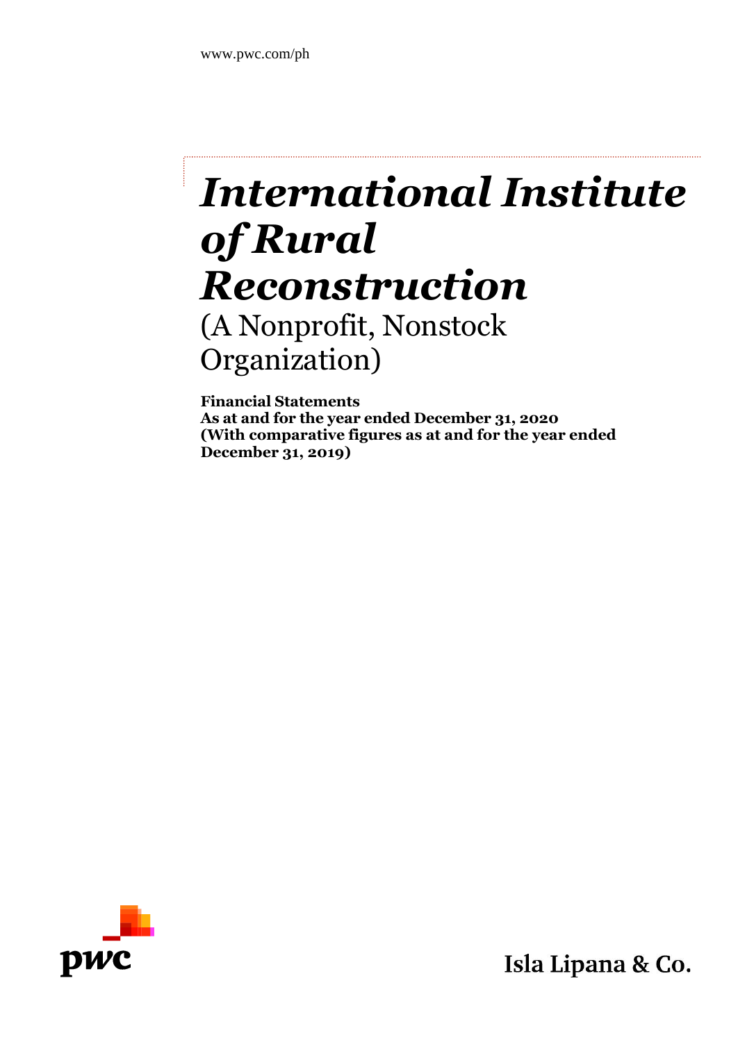www.pwc.com/ph

# *International Institute of Rural Reconstruction*

(A Nonprofit, Nonstock Organization)

**Financial Statements**
**As at and for the year ended December 31, 2020**
**(With comparative figures as at and for the year ended December 31, 2019)**

pwc

Isla Lipana & Co.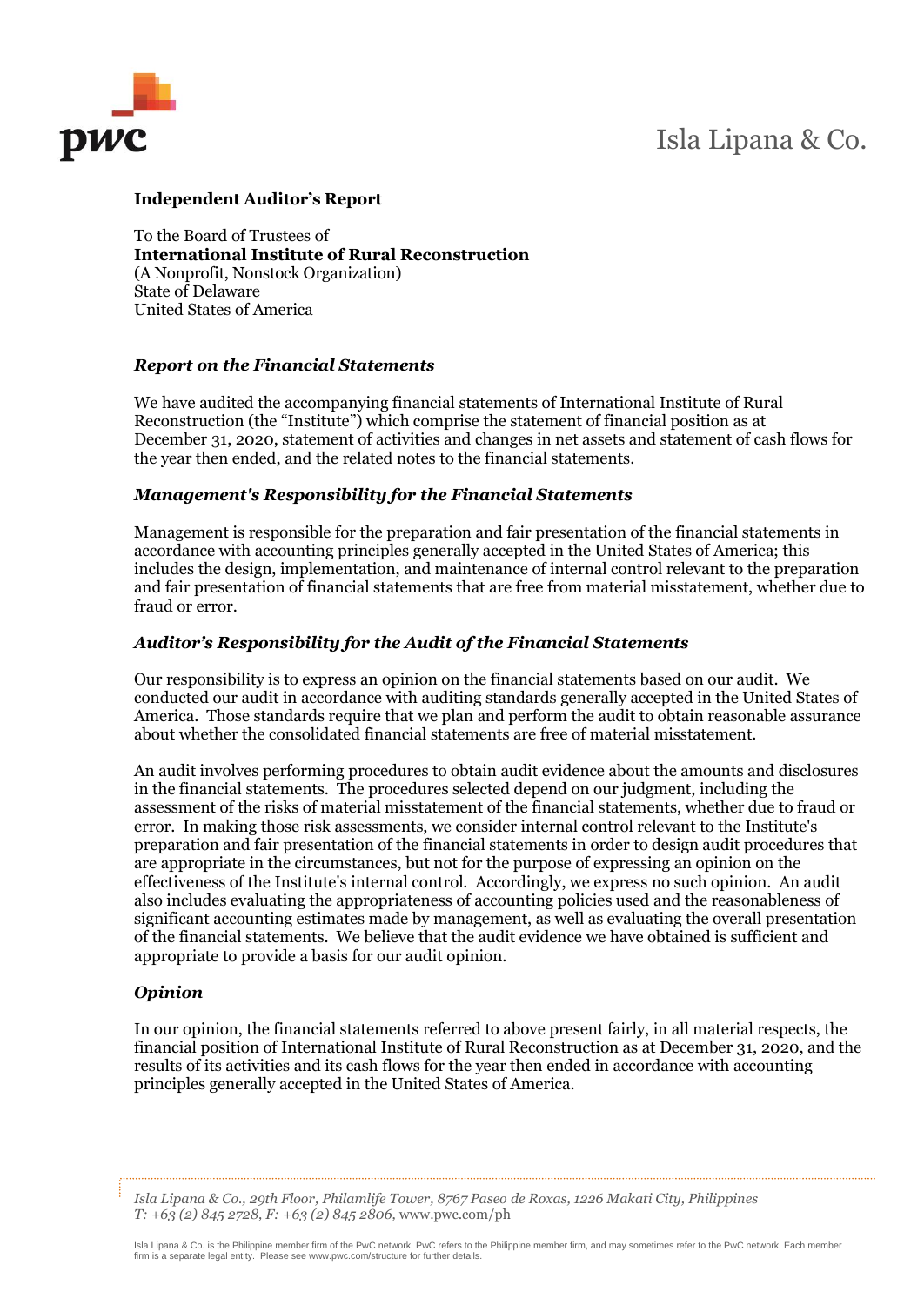Isla Lipana & Co.

**Independent Auditor's Report**

To the Board of Trustees of
**International Institute of Rural Reconstruction**
(A Nonprofit, Nonstock Organization)
State of Delaware
United States of America

***Report on the Financial Statements***

We have audited the accompanying financial statements of International Institute of Rural Reconstruction (the "Institute") which comprise the statement of financial position as at December 31, 2020, statement of activities and changes in net assets and statement of cash flows for the year then ended, and the related notes to the financial statements.

***Management's Responsibility for the Financial Statements***

Management is responsible for the preparation and fair presentation of the financial statements in accordance with accounting principles generally accepted in the United States of America; this includes the design, implementation, and maintenance of internal control relevant to the preparation and fair presentation of financial statements that are free from material misstatement, whether due to fraud or error.

***Auditor's Responsibility for the Audit of the Financial Statements***

Our responsibility is to express an opinion on the financial statements based on our audit. We conducted our audit in accordance with auditing standards generally accepted in the United States of America. Those standards require that we plan and perform the audit to obtain reasonable assurance about whether the consolidated financial statements are free of material misstatement.

An audit involves performing procedures to obtain audit evidence about the amounts and disclosures in the financial statements. The procedures selected depend on our judgment, including the assessment of the risks of material misstatement of the financial statements, whether due to fraud or error. In making those risk assessments, we consider internal control relevant to the Institute's preparation and fair presentation of the financial statements in order to design audit procedures that are appropriate in the circumstances, but not for the purpose of expressing an opinion on the effectiveness of the Institute's internal control. Accordingly, we express no such opinion. An audit also includes evaluating the appropriateness of accounting policies used and the reasonableness of significant accounting estimates made by management, as well as evaluating the overall presentation of the financial statements. We believe that the audit evidence we have obtained is sufficient and appropriate to provide a basis for our audit opinion.

***Opinion***

In our opinion, the financial statements referred to above present fairly, in all material respects, the financial position of International Institute of Rural Reconstruction as at December 31, 2020, and the results of its activities and its cash flows for the year then ended in accordance with accounting principles generally accepted in the United States of America.

*Isla Lipana & Co., 29th Floor, Philamlife Tower, 8767 Paseo de Roxas, 1226 Makati City, Philippines*
*T: +63 (2) 845 2728, F: +63 (2) 845 2806,* www.pwc.com/ph

Isla Lipana & Co. is the Philippine member firm of the PwC network. PwC refers to the Philippine member firm, and may sometimes refer to the PwC network. Each member firm is a separate legal entity. Please see www.pwc.com/structure for further details.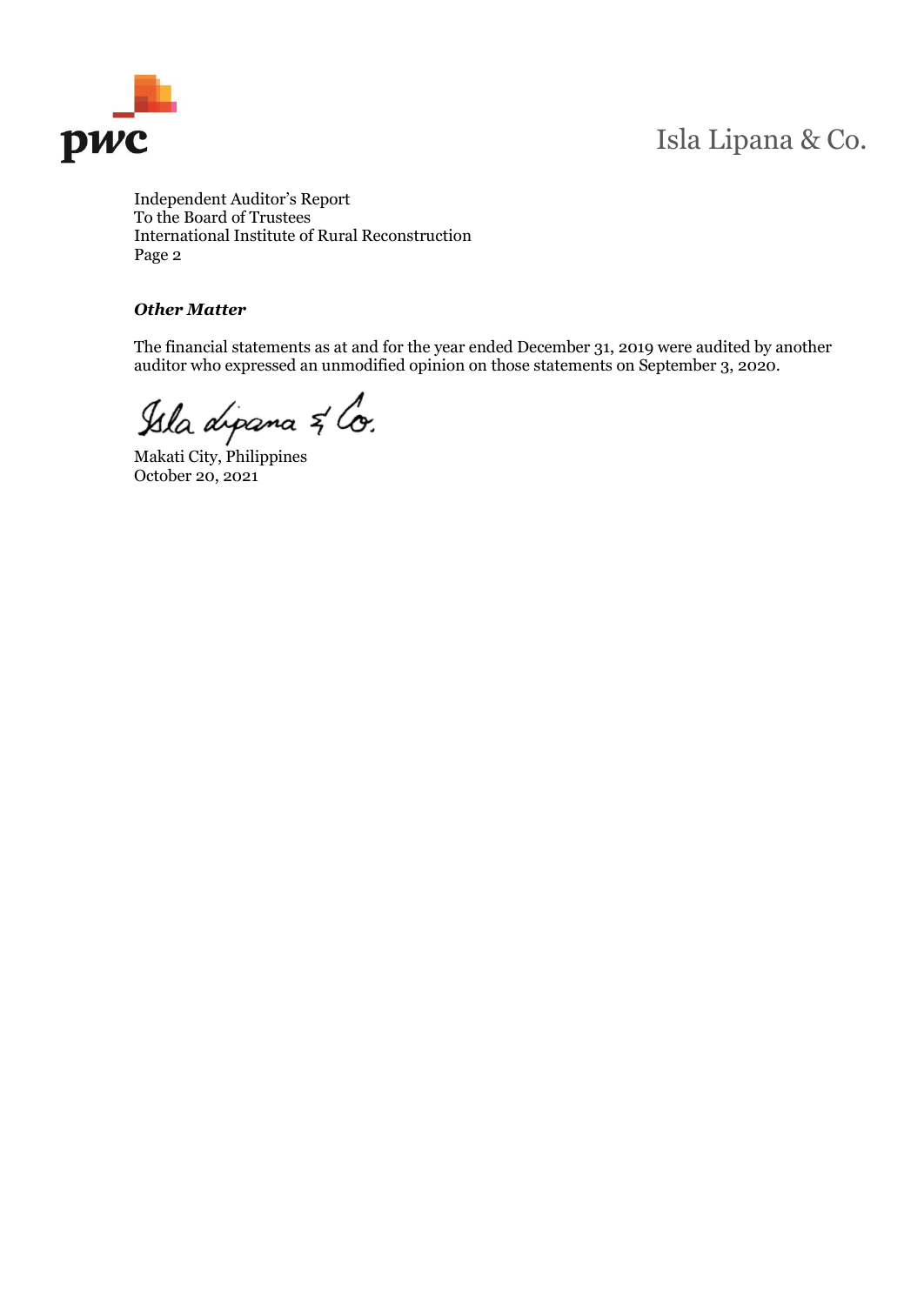Independent Auditor's Report
To the Board of Trustees
International Institute of Rural Reconstruction
Page 2

***Other Matter***

The financial statements as at and for the year ended December 31, 2019 were audited by another auditor who expressed an unmodified opinion on those statements on September 3, 2020.

Isla Lipana & Co.

Makati City, Philippines
October 20, 2021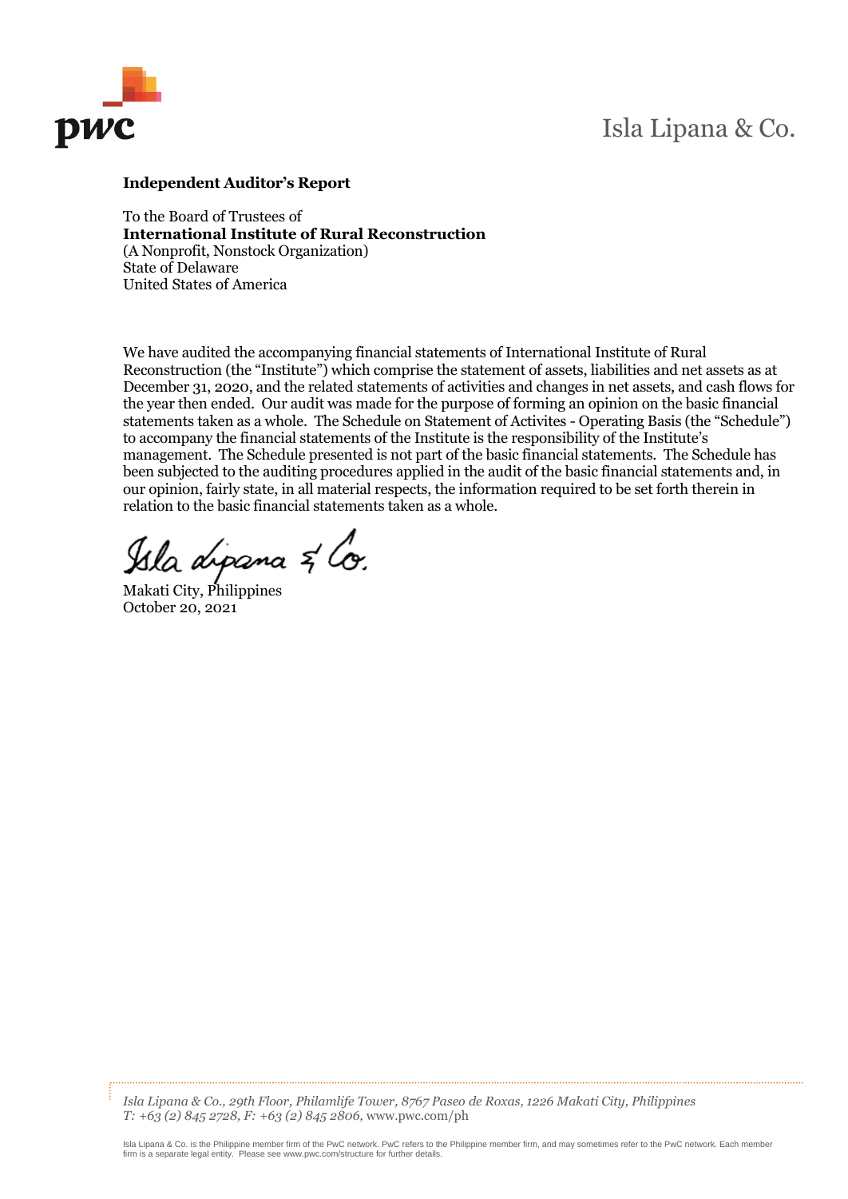Isla Lipana & Co.

**Independent Auditor's Report**

To the Board of Trustees of
**International Institute of Rural Reconstruction**
(A Nonprofit, Nonstock Organization)
State of Delaware
United States of America

We have audited the accompanying financial statements of International Institute of Rural Reconstruction (the "Institute") which comprise the statement of assets, liabilities and net assets as at December 31, 2020, and the related statements of activities and changes in net assets, and cash flows for the year then ended. Our audit was made for the purpose of forming an opinion on the basic financial statements taken as a whole. The Schedule on Statement of Activites - Operating Basis (the "Schedule") to accompany the financial statements of the Institute is the responsibility of the Institute's management. The Schedule presented is not part of the basic financial statements. The Schedule has been subjected to the auditing procedures applied in the audit of the basic financial statements and, in our opinion, fairly state, in all material respects, the information required to be set forth therein in relation to the basic financial statements taken as a whole.

Isla Lipana & Co.

Makati City, Philippines
October 20, 2021

*Isla Lipana & Co., 29th Floor, Philamlife Tower, 8767 Paseo de Roxas, 1226 Makati City, Philippines*
*T: +63 (2) 845 2728, F: +63 (2) 845 2806,* www.pwc.com/ph

Isla Lipana & Co. is the Philippine member firm of the PwC network. PwC refers to the Philippine member firm, and may sometimes refer to the PwC network. Each member firm is a separate legal entity. Please see www.pwc.com/structure for further details.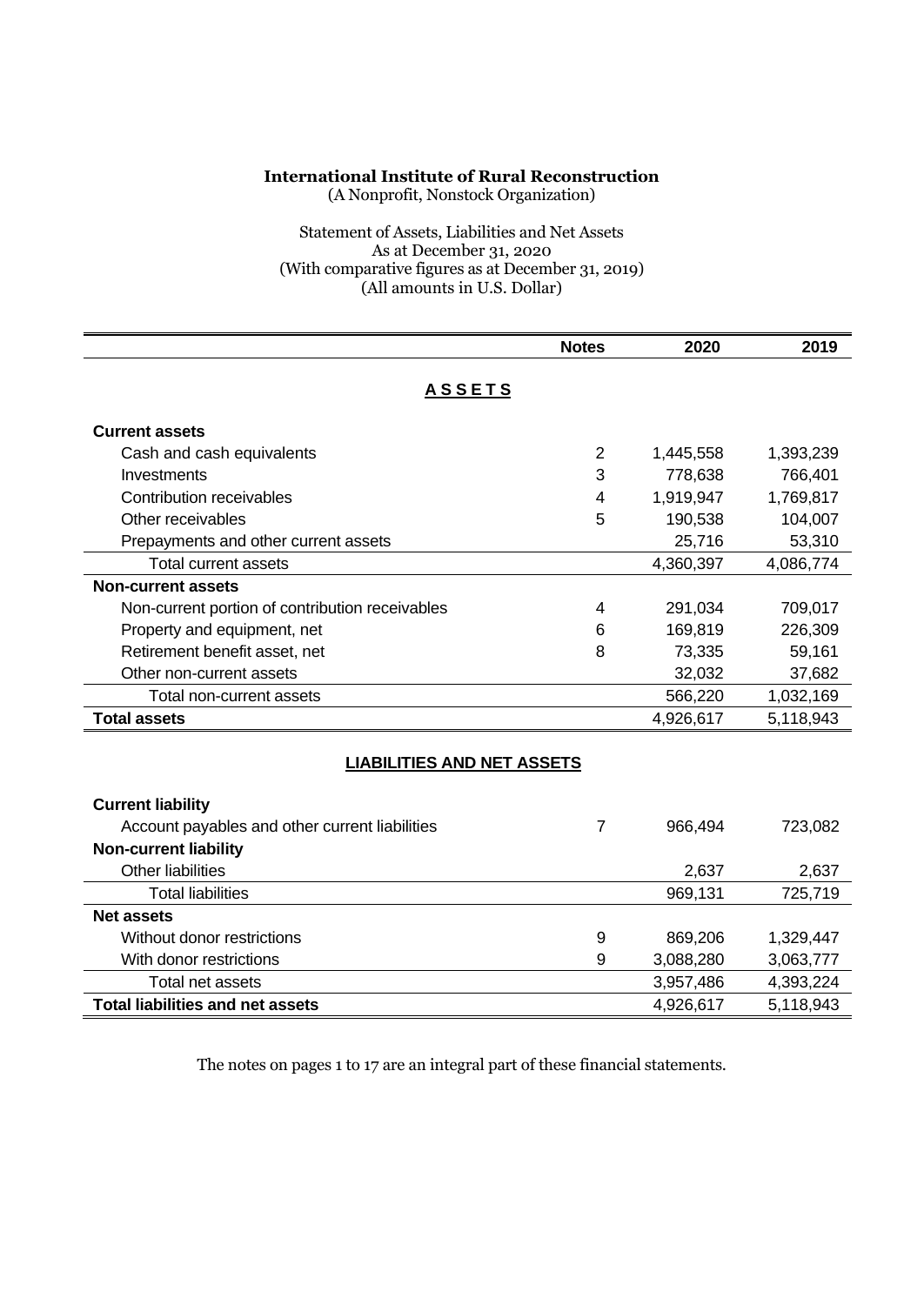**International Institute of Rural Reconstruction**
(A Nonprofit, Nonstock Organization)

Statement of Assets, Liabilities and Net Assets
As at December 31, 2020
(With comparative figures as at December 31, 2019)
(All amounts in U.S. Dollar)

| | Notes | 2020 | 2019 |
|---|---|---|---|
| **ASSETS** | | | |
| **Current assets** | | | |
| Cash and cash equivalents | 2 | 1,445,558 | 1,393,239 |
| Investments | 3 | 778,638 | 766,401 |
| Contribution receivables | 4 | 1,919,947 | 1,769,817 |
| Other receivables | 5 | 190,538 | 104,007 |
| Prepayments and other current assets | | 25,716 | 53,310 |
| Total current assets | | 4,360,397 | 4,086,774 |
| **Non-current assets** | | | |
| Non-current portion of contribution receivables | 4 | 291,034 | 709,017 |
| Property and equipment, net | 6 | 169,819 | 226,309 |
| Retirement benefit asset, net | 8 | 73,335 | 59,161 |
| Other non-current assets | | 32,032 | 37,682 |
| Total non-current assets | | 566,220 | 1,032,169 |
| **Total assets** | | 4,926,617 | 5,118,943 |
| **LIABILITIES AND NET ASSETS** | | | |
| **Current liability** | | | |
| Account payables and other current liabilities | 7 | 966,494 | 723,082 |
| **Non-current liability** | | | |
| Other liabilities | | 2,637 | 2,637 |
| Total liabilities | | 969,131 | 725,719 |
| **Net assets** | | | |
| Without donor restrictions | 9 | 869,206 | 1,329,447 |
| With donor restrictions | 9 | 3,088,280 | 3,063,777 |
| Total net assets | | 3,957,486 | 4,393,224 |
| **Total liabilities and net assets** | | 4,926,617 | 5,118,943 |

The notes on pages 1 to 17 are an integral part of these financial statements.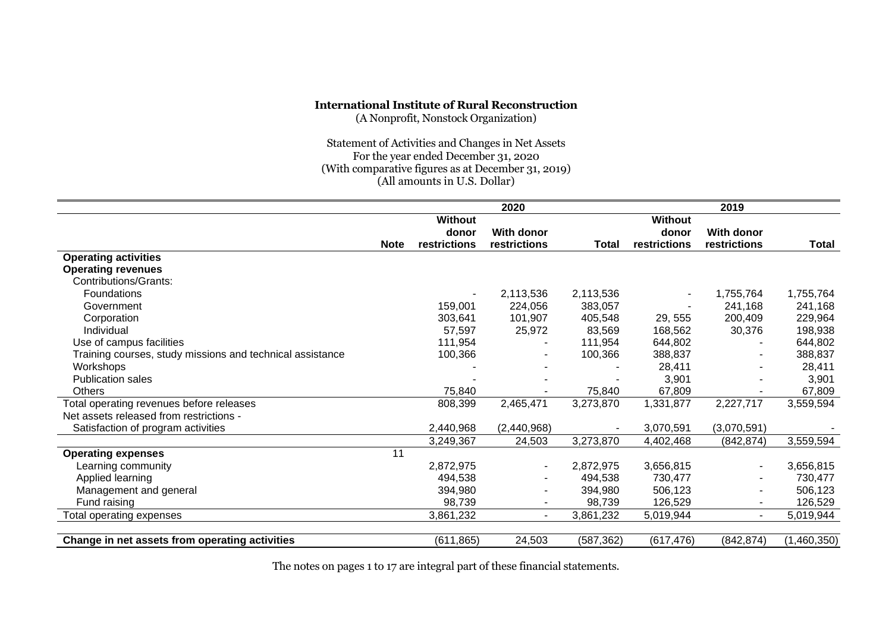**International Institute of Rural Reconstruction**
(A Nonprofit, Nonstock Organization)

Statement of Activities and Changes in Net Assets
For the year ended December 31, 2020
(With comparative figures as at December 31, 2019)
(All amounts in U.S. Dollar)

| | Note | 2020 Without donor restrictions | 2020 With donor restrictions | 2020 Total | 2019 Without donor restrictions | 2019 With donor restrictions | 2019 Total |
|---|---|---|---|---|---|---|---|
| **Operating activities** | | | | | | | |
| **Operating revenues** | | | | | | | |
| Contributions/Grants: | | | | | | | |
| Foundations | | - | 2,113,536 | 2,113,536 | - | 1,755,764 | 1,755,764 |
| Government | | 159,001 | 224,056 | 383,057 | - | 241,168 | 241,168 |
| Corporation | | 303,641 | 101,907 | 405,548 | 29, 555 | 200,409 | 229,964 |
| Individual | | 57,597 | 25,972 | 83,569 | 168,562 | 30,376 | 198,938 |
| Use of campus facilities | | 111,954 | - | 111,954 | 644,802 | - | 644,802 |
| Training courses, study missions and technical assistance | | 100,366 | - | 100,366 | 388,837 | - | 388,837 |
| Workshops | | - | - | - | 28,411 | - | 28,411 |
| Publication sales | | - | - | - | 3,901 | - | 3,901 |
| Others | | 75,840 | - | 75,840 | 67,809 | - | 67,809 |
| Total operating revenues before releases | | 808,399 | 2,465,471 | 3,273,870 | 1,331,877 | 2,227,717 | 3,559,594 |
| Net assets released from restrictions - | | | | | | | |
| Satisfaction of program activities | | 2,440,968 | (2,440,968) | - | 3,070,591 | (3,070,591) | - |
| | | 3,249,367 | 24,503 | 3,273,870 | 4,402,468 | (842,874) | 3,559,594 |
| **Operating expenses** | 11 | | | | | | |
| Learning community | | 2,872,975 | - | 2,872,975 | 3,656,815 | - | 3,656,815 |
| Applied learning | | 494,538 | - | 494,538 | 730,477 | - | 730,477 |
| Management and general | | 394,980 | - | 394,980 | 506,123 | - | 506,123 |
| Fund raising | | 98,739 | - | 98,739 | 126,529 | - | 126,529 |
| Total operating expenses | | 3,861,232 | - | 3,861,232 | 5,019,944 | - | 5,019,944 |
| **Change in net assets from operating activities** | | (611,865) | 24,503 | (587,362) | (617,476) | (842,874) | (1,460,350) |

The notes on pages 1 to 17 are integral part of these financial statements.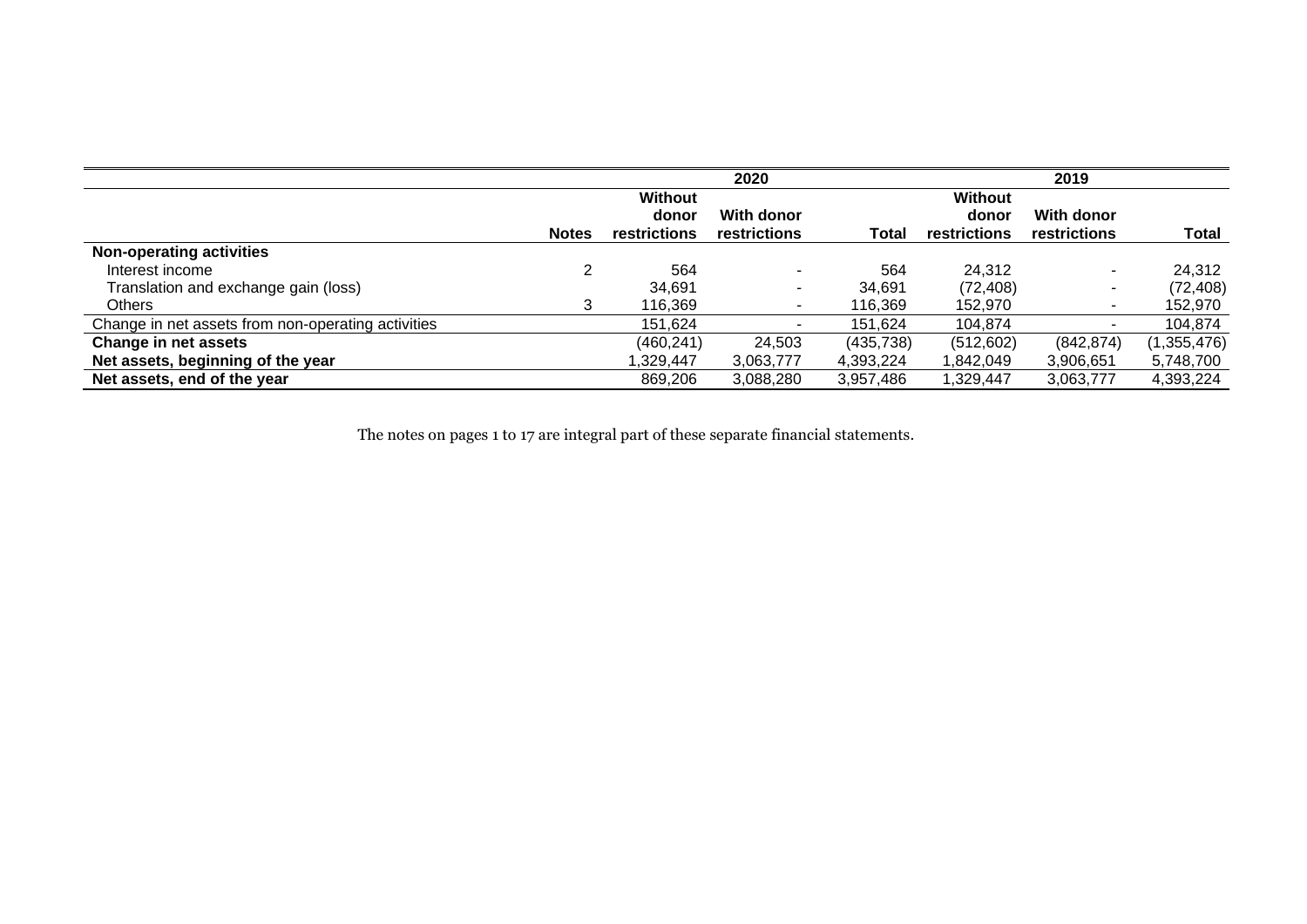| | Notes | 2020 | | | 2019 | | |
|---|---|---|---|---|---|---|---|
| | | Without donor restrictions | With donor restrictions | Total | Without donor restrictions | With donor restrictions | Total |
| **Non-operating activities** | | | | | | | |
| Interest income | 2 | 564 | - | 564 | 24,312 | - | 24,312 |
| Translation and exchange gain (loss) | | 34,691 | - | 34,691 | (72,408) | - | (72,408) |
| Others | 3 | 116,369 | - | 116,369 | 152,970 | - | 152,970 |
| Change in net assets from non-operating activities | | 151,624 | - | 151,624 | 104,874 | - | 104,874 |
| **Change in net assets** | | (460,241) | 24,503 | (435,738) | (512,602) | (842,874) | (1,355,476) |
| **Net assets, beginning of the year** | | 1,329,447 | 3,063,777 | 4,393,224 | 1,842,049 | 3,906,651 | 5,748,700 |
| **Net assets, end of the year** | | 869,206 | 3,088,280 | 3,957,486 | 1,329,447 | 3,063,777 | 4,393,224 |

The notes on pages 1 to 17 are integral part of these separate financial statements.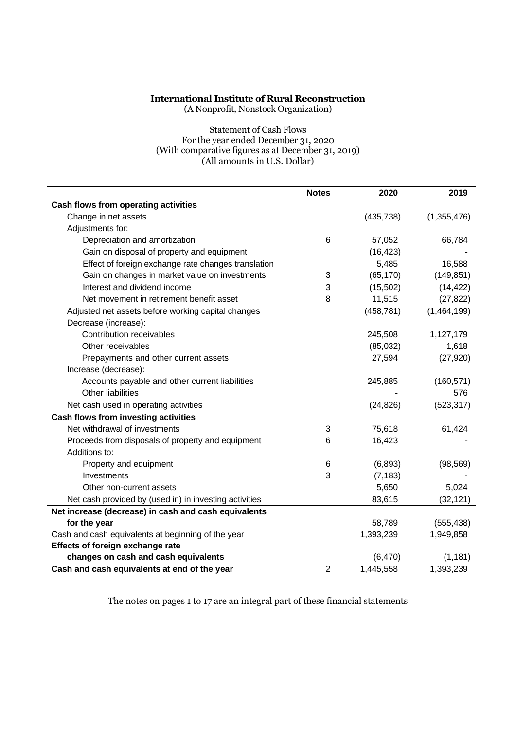**International Institute of Rural Reconstruction**
(A Nonprofit, Nonstock Organization)

Statement of Cash Flows
For the year ended December 31, 2020
(With comparative figures as at December 31, 2019)
(All amounts in U.S. Dollar)

| | Notes | 2020 | 2019 |
|---|---|---|---|
| **Cash flows from operating activities** | | | |
| Change in net assets | | (435,738) | (1,355,476) |
| Adjustments for: | | | |
| Depreciation and amortization | 6 | 57,052 | 66,784 |
| Gain on disposal of property and equipment | | (16,423) | - |
| Effect of foreign exchange rate changes translation | | 5,485 | 16,588 |
| Gain on changes in market value on investments | 3 | (65,170) | (149,851) |
| Interest and dividend income | 3 | (15,502) | (14,422) |
| Net movement in retirement benefit asset | 8 | 11,515 | (27,822) |
| Adjusted net assets before working capital changes | | (458,781) | (1,464,199) |
| Decrease (increase): | | | |
| Contribution receivables | | 245,508 | 1,127,179 |
| Other receivables | | (85,032) | 1,618 |
| Prepayments and other current assets | | 27,594 | (27,920) |
| Increase (decrease): | | | |
| Accounts payable and other current liabilities | | 245,885 | (160,571) |
| Other liabilities | | - | 576 |
| Net cash used in operating activities | | (24,826) | (523,317) |
| **Cash flows from investing activities** | | | |
| Net withdrawal of investments | 3 | 75,618 | 61,424 |
| Proceeds from disposals of property and equipment | 6 | 16,423 | - |
| Additions to: | | | |
| Property and equipment | 6 | (6,893) | (98,569) |
| Investments | 3 | (7,183) | - |
| Other non-current assets | | 5,650 | 5,024 |
| Net cash provided by (used in) investing activities | | 83,615 | (32,121) |
| **Net increase (decrease) in cash and cash equivalents for the year** | | 58,789 | (555,438) |
| Cash and cash equivalents at beginning of the year | | 1,393,239 | 1,949,858 |
| **Effects of foreign exchange rate changes on cash and cash equivalents** | | (6,470) | (1,181) |
| **Cash and cash equivalents at end of the year** | 2 | 1,445,558 | 1,393,239 |

The notes on pages 1 to 17 are an integral part of these financial statements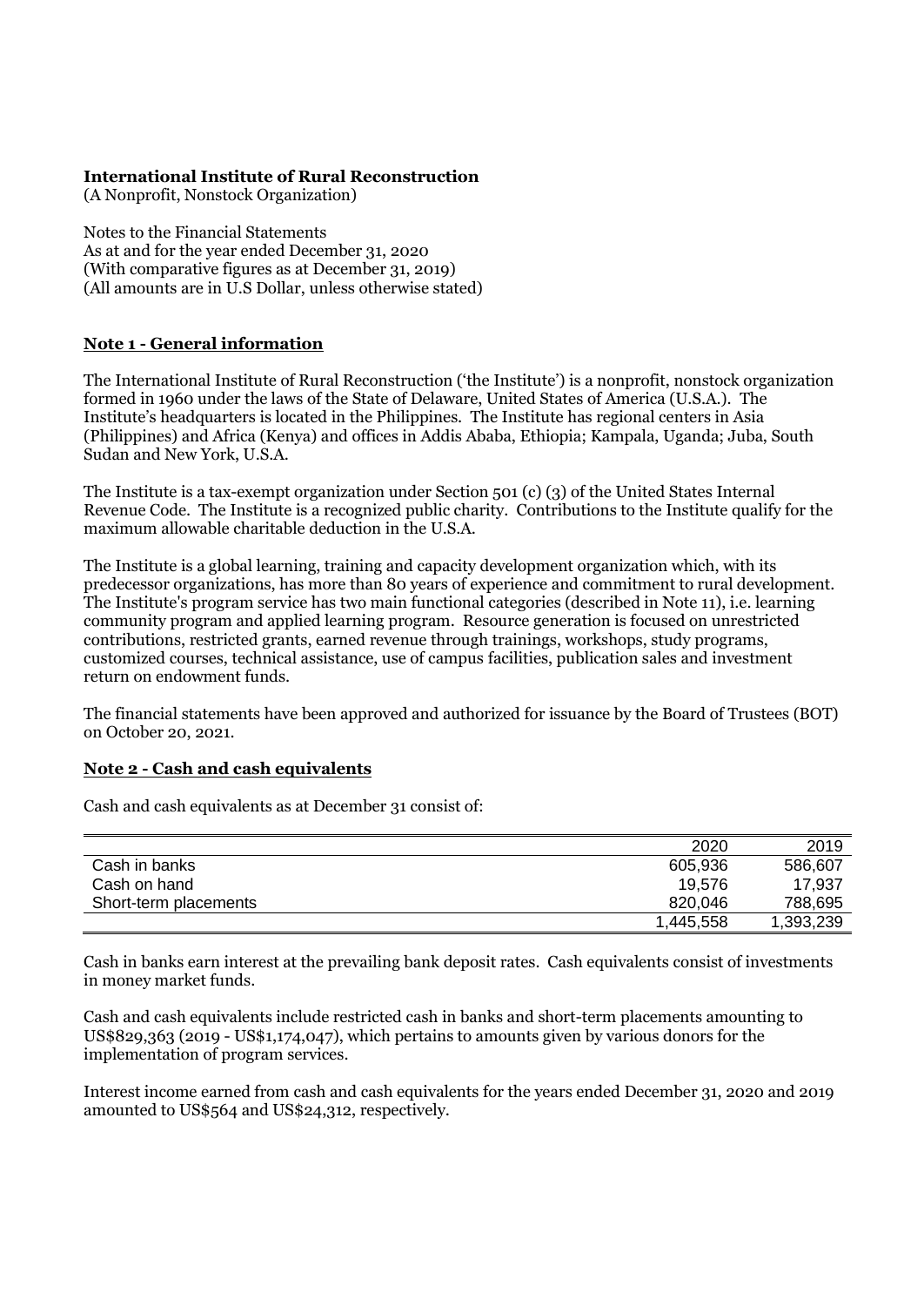**International Institute of Rural Reconstruction**
(A Nonprofit, Nonstock Organization)

Notes to the Financial Statements
As at and for the year ended December 31, 2020
(With comparative figures as at December 31, 2019)
(All amounts are in U.S Dollar, unless otherwise stated)

## Note 1 - General information

The International Institute of Rural Reconstruction ('the Institute') is a nonprofit, nonstock organization formed in 1960 under the laws of the State of Delaware, United States of America (U.S.A.). The Institute's headquarters is located in the Philippines. The Institute has regional centers in Asia (Philippines) and Africa (Kenya) and offices in Addis Ababa, Ethiopia; Kampala, Uganda; Juba, South Sudan and New York, U.S.A.

The Institute is a tax-exempt organization under Section 501 (c) (3) of the United States Internal Revenue Code. The Institute is a recognized public charity. Contributions to the Institute qualify for the maximum allowable charitable deduction in the U.S.A.

The Institute is a global learning, training and capacity development organization which, with its predecessor organizations, has more than 80 years of experience and commitment to rural development. The Institute's program service has two main functional categories (described in Note 11), i.e. learning community program and applied learning program. Resource generation is focused on unrestricted contributions, restricted grants, earned revenue through trainings, workshops, study programs, customized courses, technical assistance, use of campus facilities, publication sales and investment return on endowment funds.

The financial statements have been approved and authorized for issuance by the Board of Trustees (BOT) on October 20, 2021.

## Note 2 - Cash and cash equivalents

Cash and cash equivalents as at December 31 consist of:

| | 2020 | 2019 |
|---|---:|---:|
| Cash in banks | 605,936 | 586,607 |
| Cash on hand | 19,576 | 17,937 |
| Short-term placements | 820,046 | 788,695 |
| | 1,445,558 | 1,393,239 |

Cash in banks earn interest at the prevailing bank deposit rates. Cash equivalents consist of investments in money market funds.

Cash and cash equivalents include restricted cash in banks and short-term placements amounting to US$829,363 (2019 - US$1,174,047), which pertains to amounts given by various donors for the implementation of program services.

Interest income earned from cash and cash equivalents for the years ended December 31, 2020 and 2019 amounted to US$564 and US$24,312, respectively.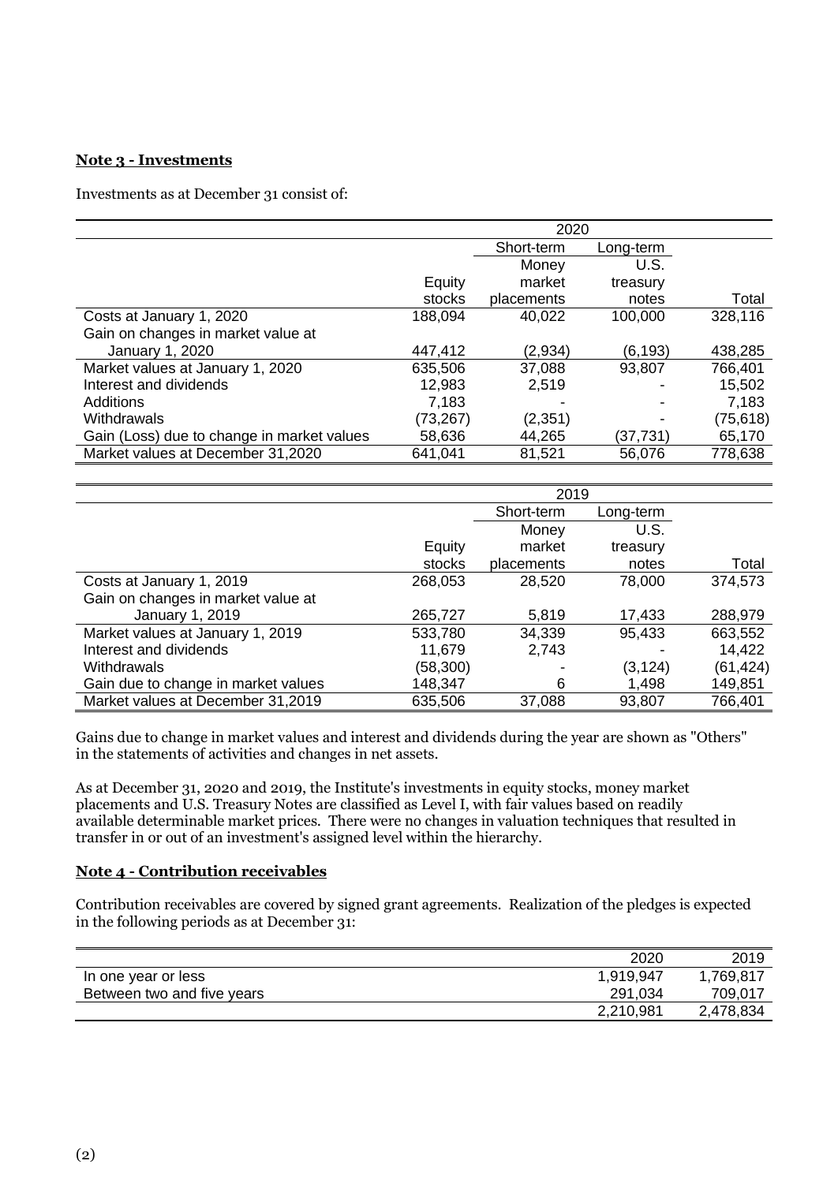**Note 3 - Investments**

Investments as at December 31 consist of:

| | 2020 | | | |
|---|---|---|---|---|
| | | Short-term | Long-term | |
| | Equity stocks | Money market placements | U.S. treasury notes | Total |
| Costs at January 1, 2020 | 188,094 | 40,022 | 100,000 | 328,116 |
| Gain on changes in market value at January 1, 2020 | 447,412 | (2,934) | (6,193) | 438,285 |
| Market values at January 1, 2020 | 635,506 | 37,088 | 93,807 | 766,401 |
| Interest and dividends | 12,983 | 2,519 | - | 15,502 |
| Additions | 7,183 | - | - | 7,183 |
| Withdrawals | (73,267) | (2,351) | - | (75,618) |
| Gain (Loss) due to change in market values | 58,636 | 44,265 | (37,731) | 65,170 |
| Market values at December 31,2020 | 641,041 | 81,521 | 56,076 | 778,638 |

| | 2019 | | | |
|---|---|---|---|---|
| | | Short-term | Long-term | |
| | Equity stocks | Money market placements | U.S. treasury notes | Total |
| Costs at January 1, 2019 | 268,053 | 28,520 | 78,000 | 374,573 |
| Gain on changes in market value at January 1, 2019 | 265,727 | 5,819 | 17,433 | 288,979 |
| Market values at January 1, 2019 | 533,780 | 34,339 | 95,433 | 663,552 |
| Interest and dividends | 11,679 | 2,743 | - | 14,422 |
| Withdrawals | (58,300) | - | (3,124) | (61,424) |
| Gain due to change in market values | 148,347 | 6 | 1,498 | 149,851 |
| Market values at December 31,2019 | 635,506 | 37,088 | 93,807 | 766,401 |

Gains due to change in market values and interest and dividends during the year are shown as "Others" in the statements of activities and changes in net assets.

As at December 31, 2020 and 2019, the Institute's investments in equity stocks, money market placements and U.S. Treasury Notes are classified as Level I, with fair values based on readily available determinable market prices. There were no changes in valuation techniques that resulted in transfer in or out of an investment's assigned level within the hierarchy.

**Note 4 - Contribution receivables**

Contribution receivables are covered by signed grant agreements. Realization of the pledges is expected in the following periods as at December 31:

| | 2020 | 2019 |
|---|---|---|
| In one year or less | 1,919,947 | 1,769,817 |
| Between two and five years | 291,034 | 709,017 |
| | 2,210,981 | 2,478,834 |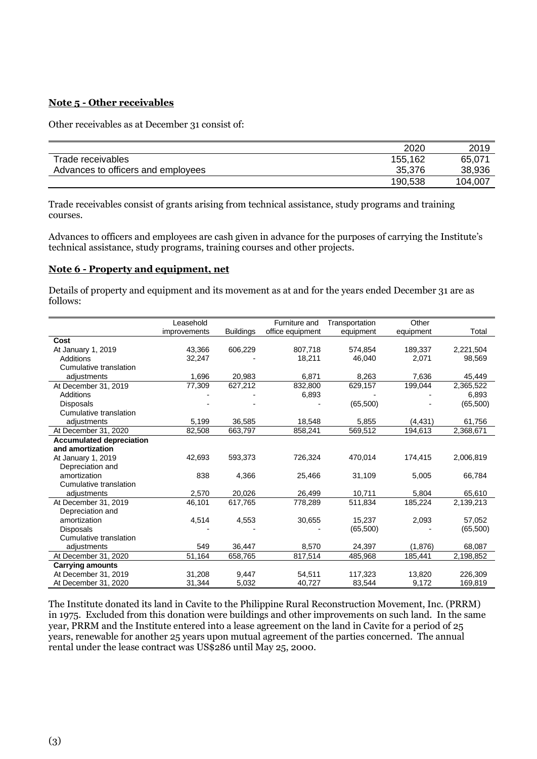## Note 5 - Other receivables

Other receivables as at December 31 consist of:

| | 2020 | 2019 |
|---|---|---|
| Trade receivables | 155,162 | 65,071 |
| Advances to officers and employees | 35,376 | 38,936 |
| | 190,538 | 104,007 |

Trade receivables consist of grants arising from technical assistance, study programs and training courses.

Advances to officers and employees are cash given in advance for the purposes of carrying the Institute's technical assistance, study programs, training courses and other projects.

## Note 6 - Property and equipment, net

Details of property and equipment and its movement as at and for the years ended December 31 are as follows:

| | Leasehold improvements | Buildings | Furniture and office equipment | Transportation equipment | Other equipment | Total |
|---|---|---|---|---|---|---|
| **Cost** | | | | | | |
| At January 1, 2019 | 43,366 | 606,229 | 807,718 | 574,854 | 189,337 | 2,221,504 |
| Additions | 32,247 | - | 18,211 | 46,040 | 2,071 | 98,569 |
| Cumulative translation adjustments | 1,696 | 20,983 | 6,871 | 8,263 | 7,636 | 45,449 |
| At December 31, 2019 | 77,309 | 627,212 | 832,800 | 629,157 | 199,044 | 2,365,522 |
| Additions | - | - | 6,893 | - | - | 6,893 |
| Disposals | - | - | - | (65,500) | - | (65,500) |
| Cumulative translation adjustments | 5,199 | 36,585 | 18,548 | 5,855 | (4,431) | 61,756 |
| At December 31, 2020 | 82,508 | 663,797 | 858,241 | 569,512 | 194,613 | 2,368,671 |
| **Accumulated depreciation and amortization** | | | | | | |
| At January 1, 2019 | 42,693 | 593,373 | 726,324 | 470,014 | 174,415 | 2,006,819 |
| Depreciation and amortization | 838 | 4,366 | 25,466 | 31,109 | 5,005 | 66,784 |
| Cumulative translation adjustments | 2,570 | 20,026 | 26,499 | 10,711 | 5,804 | 65,610 |
| At December 31, 2019 | 46,101 | 617,765 | 778,289 | 511,834 | 185,224 | 2,139,213 |
| Depreciation and amortization | 4,514 | 4,553 | 30,655 | 15,237 | 2,093 | 57,052 |
| Disposals | - | - | - | (65,500) | - | (65,500) |
| Cumulative translation adjustments | 549 | 36,447 | 8,570 | 24,397 | (1,876) | 68,087 |
| At December 31, 2020 | 51,164 | 658,765 | 817,514 | 485,968 | 185,441 | 2,198,852 |
| **Carrying amounts** | | | | | | |
| At December 31, 2019 | 31,208 | 9,447 | 54,511 | 117,323 | 13,820 | 226,309 |
| At December 31, 2020 | 31,344 | 5,032 | 40,727 | 83,544 | 9,172 | 169,819 |

The Institute donated its land in Cavite to the Philippine Rural Reconstruction Movement, Inc. (PRRM) in 1975. Excluded from this donation were buildings and other improvements on such land. In the same year, PRRM and the Institute entered into a lease agreement on the land in Cavite for a period of 25 years, renewable for another 25 years upon mutual agreement of the parties concerned. The annual rental under the lease contract was US$286 until May 25, 2000.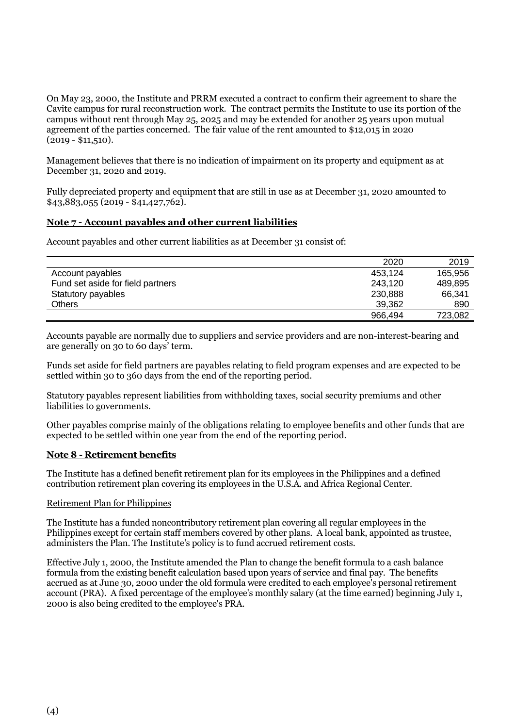On May 23, 2000, the Institute and PRRM executed a contract to confirm their agreement to share the Cavite campus for rural reconstruction work. The contract permits the Institute to use its portion of the campus without rent through May 25, 2025 and may be extended for another 25 years upon mutual agreement of the parties concerned. The fair value of the rent amounted to $12,015 in 2020 (2019 - $11,510).

Management believes that there is no indication of impairment on its property and equipment as at December 31, 2020 and 2019.

Fully depreciated property and equipment that are still in use as at December 31, 2020 amounted to $43,883,055 (2019 - $41,427,762).

**Note 7 - Account payables and other current liabilities**

Account payables and other current liabilities as at December 31 consist of:

| | 2020 | 2019 |
|---|---|---|
| Account payables | 453,124 | 165,956 |
| Fund set aside for field partners | 243,120 | 489,895 |
| Statutory payables | 230,888 | 66,341 |
| Others | 39,362 | 890 |
| | 966,494 | 723,082 |

Accounts payable are normally due to suppliers and service providers and are non-interest-bearing and are generally on 30 to 60 days' term.

Funds set aside for field partners are payables relating to field program expenses and are expected to be settled within 30 to 360 days from the end of the reporting period.

Statutory payables represent liabilities from withholding taxes, social security premiums and other liabilities to governments.

Other payables comprise mainly of the obligations relating to employee benefits and other funds that are expected to be settled within one year from the end of the reporting period.

**Note 8 - Retirement benefits**

The Institute has a defined benefit retirement plan for its employees in the Philippines and a defined contribution retirement plan covering its employees in the U.S.A. and Africa Regional Center.

Retirement Plan for Philippines

The Institute has a funded noncontributory retirement plan covering all regular employees in the Philippines except for certain staff members covered by other plans. A local bank, appointed as trustee, administers the Plan. The Institute's policy is to fund accrued retirement costs.

Effective July 1, 2000, the Institute amended the Plan to change the benefit formula to a cash balance formula from the existing benefit calculation based upon years of service and final pay. The benefits accrued as at June 30, 2000 under the old formula were credited to each employee's personal retirement account (PRA). A fixed percentage of the employee's monthly salary (at the time earned) beginning July 1, 2000 is also being credited to the employee's PRA.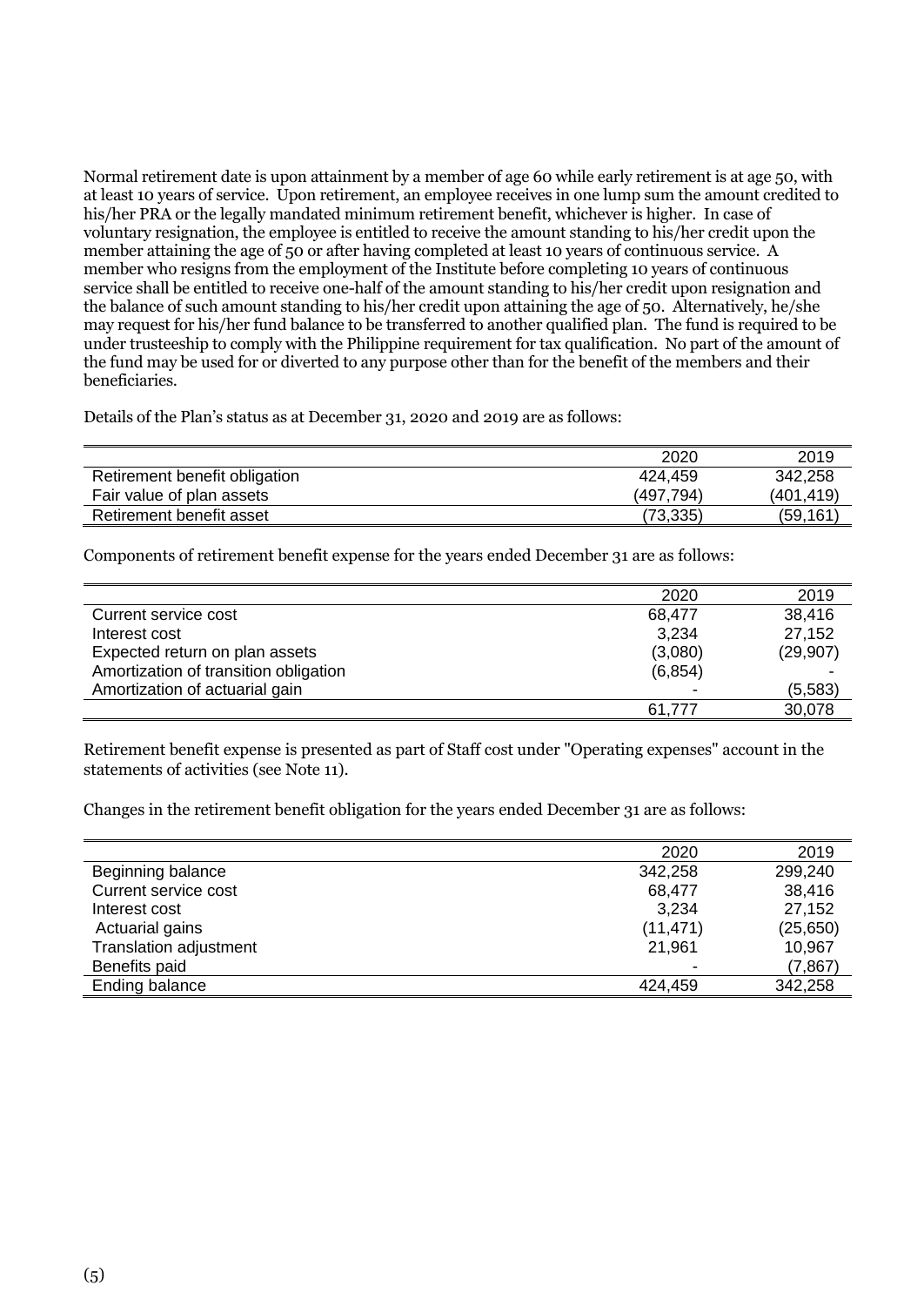Normal retirement date is upon attainment by a member of age 60 while early retirement is at age 50, with at least 10 years of service. Upon retirement, an employee receives in one lump sum the amount credited to his/her PRA or the legally mandated minimum retirement benefit, whichever is higher. In case of voluntary resignation, the employee is entitled to receive the amount standing to his/her credit upon the member attaining the age of 50 or after having completed at least 10 years of continuous service. A member who resigns from the employment of the Institute before completing 10 years of continuous service shall be entitled to receive one-half of the amount standing to his/her credit upon resignation and the balance of such amount standing to his/her credit upon attaining the age of 50. Alternatively, he/she may request for his/her fund balance to be transferred to another qualified plan. The fund is required to be under trusteeship to comply with the Philippine requirement for tax qualification. No part of the amount of the fund may be used for or diverted to any purpose other than for the benefit of the members and their beneficiaries.

Details of the Plan's status as at December 31, 2020 and 2019 are as follows:

| | 2020 | 2019 |
|---|---|---|
| Retirement benefit obligation | 424,459 | 342,258 |
| Fair value of plan assets | (497,794) | (401,419) |
| Retirement benefit asset | (73,335) | (59,161) |

Components of retirement benefit expense for the years ended December 31 are as follows:

| | 2020 | 2019 |
|---|---|---|
| Current service cost | 68,477 | 38,416 |
| Interest cost | 3,234 | 27,152 |
| Expected return on plan assets | (3,080) | (29,907) |
| Amortization of transition obligation | (6,854) | - |
| Amortization of actuarial gain | - | (5,583) |
| | 61,777 | 30,078 |

Retirement benefit expense is presented as part of Staff cost under "Operating expenses" account in the statements of activities (see Note 11).

Changes in the retirement benefit obligation for the years ended December 31 are as follows:

| | 2020 | 2019 |
|---|---|---|
| Beginning balance | 342,258 | 299,240 |
| Current service cost | 68,477 | 38,416 |
| Interest cost | 3,234 | 27,152 |
| Actuarial gains | (11,471) | (25,650) |
| Translation adjustment | 21,961 | 10,967 |
| Benefits paid | - | (7,867) |
| Ending balance | 424,459 | 342,258 |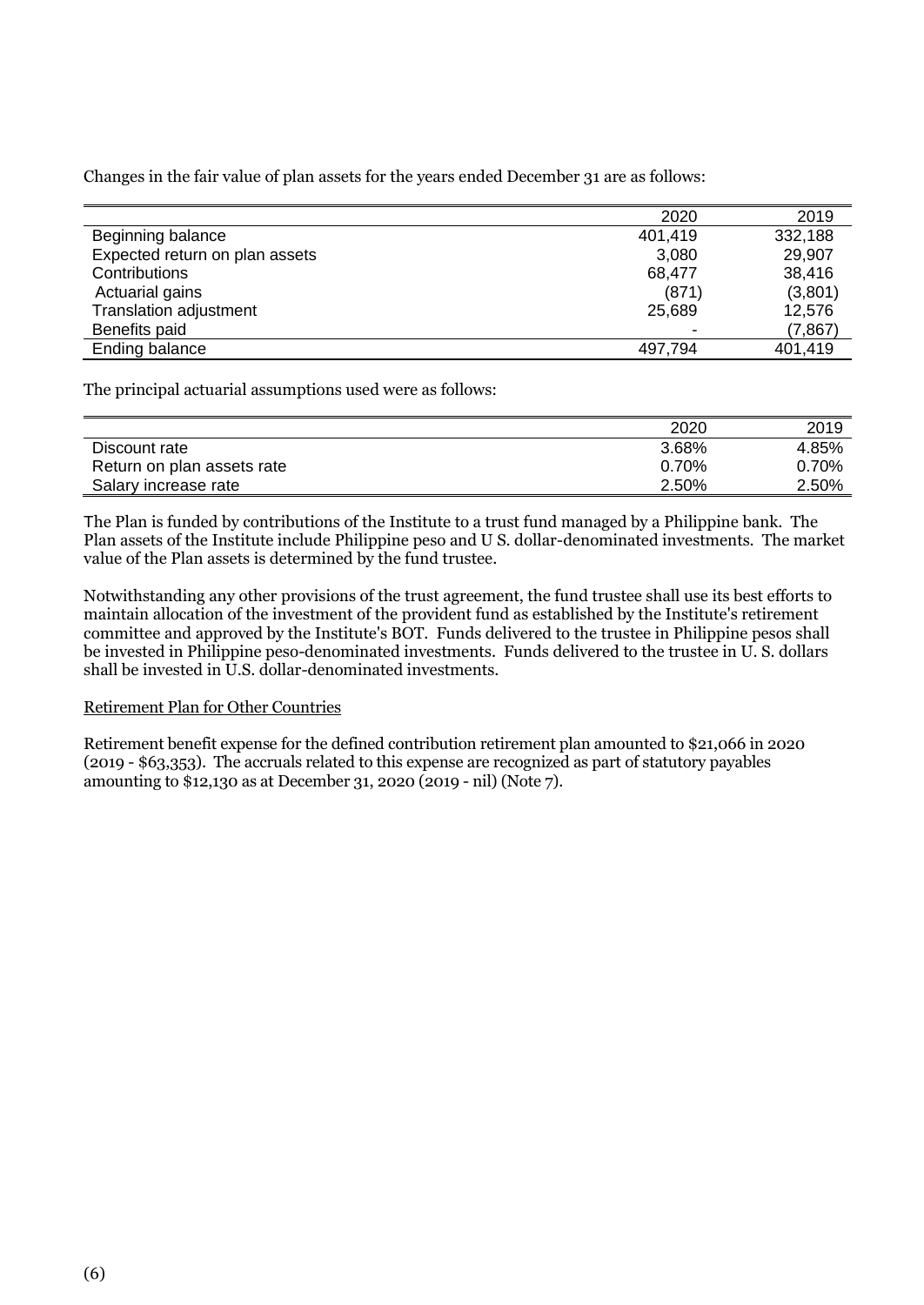Changes in the fair value of plan assets for the years ended December 31 are as follows:

| | 2020 | 2019 |
|---|---|---|
| Beginning balance | 401,419 | 332,188 |
| Expected return on plan assets | 3,080 | 29,907 |
| Contributions | 68,477 | 38,416 |
| Actuarial gains | (871) | (3,801) |
| Translation adjustment | 25,689 | 12,576 |
| Benefits paid | - | (7,867) |
| Ending balance | 497,794 | 401,419 |

The principal actuarial assumptions used were as follows:

| | 2020 | 2019 |
|---|---|---|
| Discount rate | 3.68% | 4.85% |
| Return on plan assets rate | 0.70% | 0.70% |
| Salary increase rate | 2.50% | 2.50% |

The Plan is funded by contributions of the Institute to a trust fund managed by a Philippine bank. The Plan assets of the Institute include Philippine peso and U S. dollar-denominated investments. The market value of the Plan assets is determined by the fund trustee.

Notwithstanding any other provisions of the trust agreement, the fund trustee shall use its best efforts to maintain allocation of the investment of the provident fund as established by the Institute's retirement committee and approved by the Institute's BOT. Funds delivered to the trustee in Philippine pesos shall be invested in Philippine peso-denominated investments. Funds delivered to the trustee in U. S. dollars shall be invested in U.S. dollar-denominated investments.

Retirement Plan for Other Countries

Retirement benefit expense for the defined contribution retirement plan amounted to $21,066 in 2020 (2019 - $63,353). The accruals related to this expense are recognized as part of statutory payables amounting to $12,130 as at December 31, 2020 (2019 - nil) (Note 7).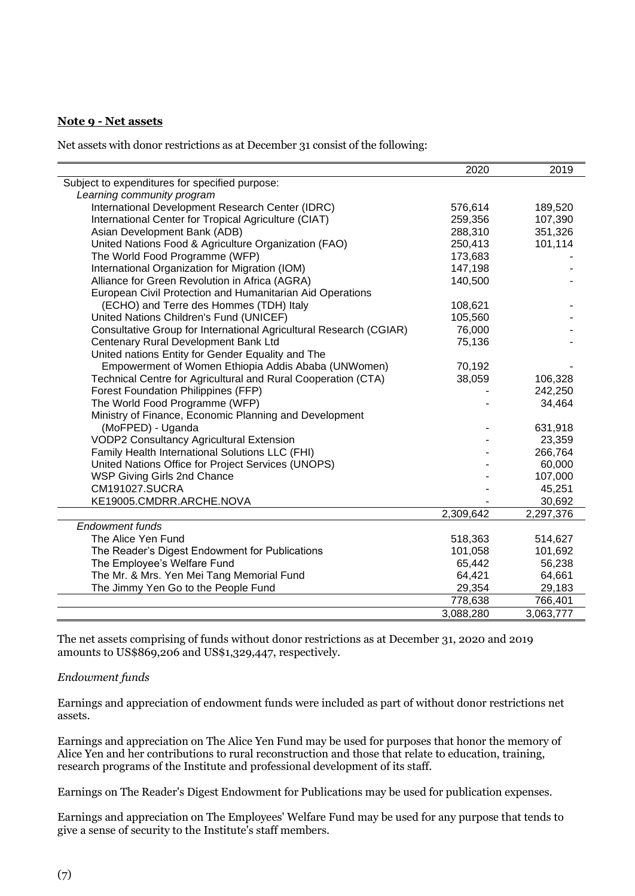**Note 9 - Net assets**

Net assets with donor restrictions as at December 31 consist of the following:

| | 2020 | 2019 |
|---|---|---|
| Subject to expenditures for specified purpose: | | |
| *Learning community program* | | |
| International Development Research Center (IDRC) | 576,614 | 189,520 |
| International Center for Tropical Agriculture (CIAT) | 259,356 | 107,390 |
| Asian Development Bank (ADB) | 288,310 | 351,326 |
| United Nations Food & Agriculture Organization (FAO) | 250,413 | 101,114 |
| The World Food Programme (WFP) | 173,683 | - |
| International Organization for Migration (IOM) | 147,198 | - |
| Alliance for Green Revolution in Africa (AGRA) | 140,500 | - |
| European Civil Protection and Humanitarian Aid Operations (ECHO) and Terre des Hommes (TDH) Italy | 108,621 | - |
| United Nations Children's Fund (UNICEF) | 105,560 | - |
| Consultative Group for International Agricultural Research (CGIAR) | 76,000 | - |
| Centenary Rural Development Bank Ltd | 75,136 | - |
| United nations Entity for Gender Equality and The Empowerment of Women Ethiopia Addis Ababa (UNWomen) | 70,192 | - |
| Technical Centre for Agricultural and Rural Cooperation (CTA) | 38,059 | 106,328 |
| Forest Foundation Philippines (FFP) | - | 242,250 |
| The World Food Programme (WFP) | - | 34,464 |
| Ministry of Finance, Economic Planning and Development (MoFPED) - Uganda | - | 631,918 |
| VODP2 Consultancy Agricultural Extension | - | 23,359 |
| Family Health International Solutions LLC (FHI) | - | 266,764 |
| United Nations Office for Project Services (UNOPS) | - | 60,000 |
| WSP Giving Girls 2nd Chance | - | 107,000 |
| CM191027.SUCRA | - | 45,251 |
| KE19005.CMDRR.ARCHE.NOVA | - | 30,692 |
| | 2,309,642 | 2,297,376 |
| *Endowment funds* | | |
| The Alice Yen Fund | 518,363 | 514,627 |
| The Reader's Digest Endowment for Publications | 101,058 | 101,692 |
| The Employee's Welfare Fund | 65,442 | 56,238 |
| The Mr. & Mrs. Yen Mei Tang Memorial Fund | 64,421 | 64,661 |
| The Jimmy Yen Go to the People Fund | 29,354 | 29,183 |
| | 778,638 | 766,401 |
| | 3,088,280 | 3,063,777 |

The net assets comprising of funds without donor restrictions as at December 31, 2020 and 2019 amounts to US$869,206 and US$1,329,447, respectively.

*Endowment funds*

Earnings and appreciation of endowment funds were included as part of without donor restrictions net assets.

Earnings and appreciation on The Alice Yen Fund may be used for purposes that honor the memory of Alice Yen and her contributions to rural reconstruction and those that relate to education, training, research programs of the Institute and professional development of its staff.

Earnings on The Reader's Digest Endowment for Publications may be used for publication expenses.

Earnings and appreciation on The Employees' Welfare Fund may be used for any purpose that tends to give a sense of security to the Institute's staff members.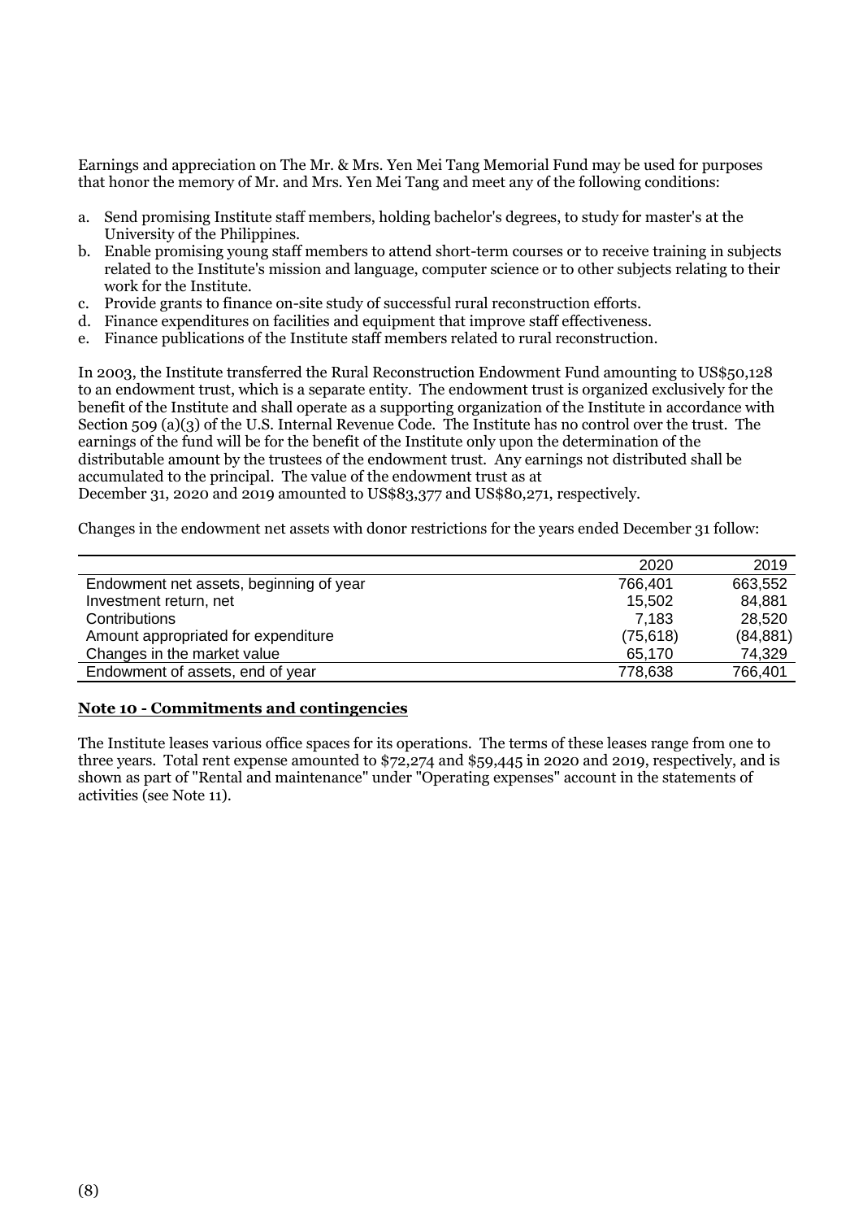Earnings and appreciation on The Mr. & Mrs. Yen Mei Tang Memorial Fund may be used for purposes that honor the memory of Mr. and Mrs. Yen Mei Tang and meet any of the following conditions:

a. Send promising Institute staff members, holding bachelor's degrees, to study for master's at the University of the Philippines.
b. Enable promising young staff members to attend short-term courses or to receive training in subjects related to the Institute's mission and language, computer science or to other subjects relating to their work for the Institute.
c. Provide grants to finance on-site study of successful rural reconstruction efforts.
d. Finance expenditures on facilities and equipment that improve staff effectiveness.
e. Finance publications of the Institute staff members related to rural reconstruction.

In 2003, the Institute transferred the Rural Reconstruction Endowment Fund amounting to US$50,128 to an endowment trust, which is a separate entity. The endowment trust is organized exclusively for the benefit of the Institute and shall operate as a supporting organization of the Institute in accordance with Section 509 (a)(3) of the U.S. Internal Revenue Code. The Institute has no control over the trust. The earnings of the fund will be for the benefit of the Institute only upon the determination of the distributable amount by the trustees of the endowment trust. Any earnings not distributed shall be accumulated to the principal. The value of the endowment trust as at December 31, 2020 and 2019 amounted to US$83,377 and US$80,271, respectively.

Changes in the endowment net assets with donor restrictions for the years ended December 31 follow:

| | 2020 | 2019 |
|---|---|---|
| Endowment net assets, beginning of year | 766,401 | 663,552 |
| Investment return, net | 15,502 | 84,881 |
| Contributions | 7,183 | 28,520 |
| Amount appropriated for expenditure | (75,618) | (84,881) |
| Changes in the market value | 65,170 | 74,329 |
| Endowment of assets, end of year | 778,638 | 766,401 |

**Note 10 - Commitments and contingencies**

The Institute leases various office spaces for its operations. The terms of these leases range from one to three years. Total rent expense amounted to $72,274 and $59,445 in 2020 and 2019, respectively, and is shown as part of "Rental and maintenance" under "Operating expenses" account in the statements of activities (see Note 11).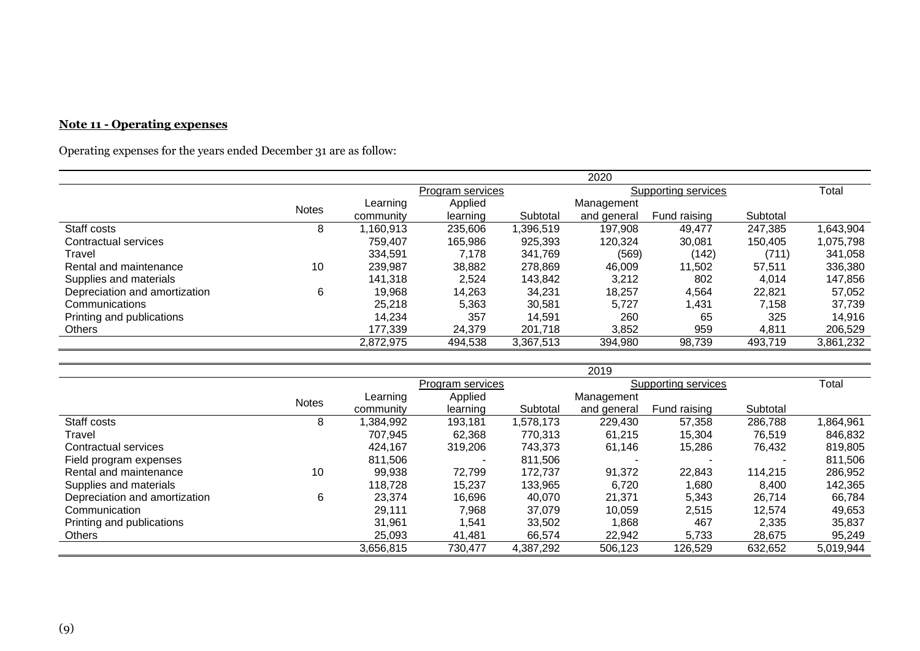**Note 11 - Operating expenses**

Operating expenses for the years ended December 31 are as follow:

| | | 2020 | | | | | | |
|---|---|---|---|---|---|---|---|---|
| | | Program services | | | Supporting services | | | Total |
| | Notes | Learning community | Applied learning | Subtotal | Management and general | Fund raising | Subtotal | |
| Staff costs | 8 | 1,160,913 | 235,606 | 1,396,519 | 197,908 | 49,477 | 247,385 | 1,643,904 |
| Contractual services | | 759,407 | 165,986 | 925,393 | 120,324 | 30,081 | 150,405 | 1,075,798 |
| Travel | | 334,591 | 7,178 | 341,769 | (569) | (142) | (711) | 341,058 |
| Rental and maintenance | 10 | 239,987 | 38,882 | 278,869 | 46,009 | 11,502 | 57,511 | 336,380 |
| Supplies and materials | | 141,318 | 2,524 | 143,842 | 3,212 | 802 | 4,014 | 147,856 |
| Depreciation and amortization | 6 | 19,968 | 14,263 | 34,231 | 18,257 | 4,564 | 22,821 | 57,052 |
| Communications | | 25,218 | 5,363 | 30,581 | 5,727 | 1,431 | 7,158 | 37,739 |
| Printing and publications | | 14,234 | 357 | 14,591 | 260 | 65 | 325 | 14,916 |
| Others | | 177,339 | 24,379 | 201,718 | 3,852 | 959 | 4,811 | 206,529 |
| | | 2,872,975 | 494,538 | 3,367,513 | 394,980 | 98,739 | 493,719 | 3,861,232 |

| | | 2019 | | | | | | |
|---|---|---|---|---|---|---|---|---|
| | | Program services | | | Supporting services | | | Total |
| | Notes | Learning community | Applied learning | Subtotal | Management and general | Fund raising | Subtotal | |
| Staff costs | 8 | 1,384,992 | 193,181 | 1,578,173 | 229,430 | 57,358 | 286,788 | 1,864,961 |
| Travel | | 707,945 | 62,368 | 770,313 | 61,215 | 15,304 | 76,519 | 846,832 |
| Contractual services | | 424,167 | 319,206 | 743,373 | 61,146 | 15,286 | 76,432 | 819,805 |
| Field program expenses | | 811,506 | - | 811,506 | - | - | - | 811,506 |
| Rental and maintenance | 10 | 99,938 | 72,799 | 172,737 | 91,372 | 22,843 | 114,215 | 286,952 |
| Supplies and materials | | 118,728 | 15,237 | 133,965 | 6,720 | 1,680 | 8,400 | 142,365 |
| Depreciation and amortization | 6 | 23,374 | 16,696 | 40,070 | 21,371 | 5,343 | 26,714 | 66,784 |
| Communication | | 29,111 | 7,968 | 37,079 | 10,059 | 2,515 | 12,574 | 49,653 |
| Printing and publications | | 31,961 | 1,541 | 33,502 | 1,868 | 467 | 2,335 | 35,837 |
| Others | | 25,093 | 41,481 | 66,574 | 22,942 | 5,733 | 28,675 | 95,249 |
| | | 3,656,815 | 730,477 | 4,387,292 | 506,123 | 126,529 | 632,652 | 5,019,944 |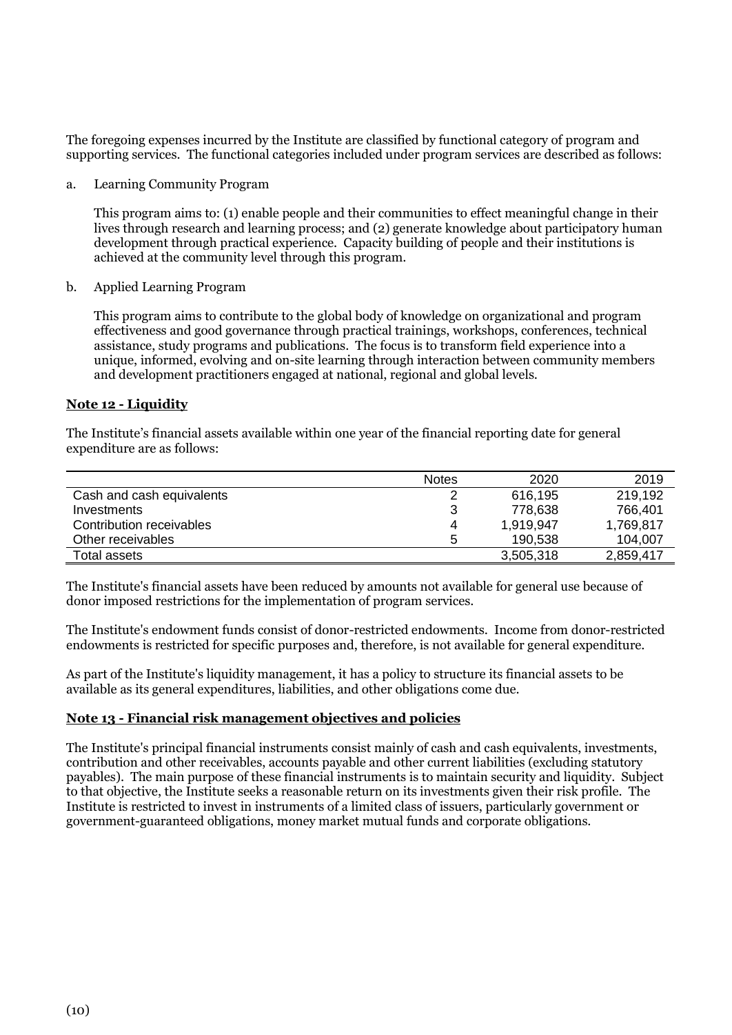The foregoing expenses incurred by the Institute are classified by functional category of program and supporting services. The functional categories included under program services are described as follows:

a. Learning Community Program

   This program aims to: (1) enable people and their communities to effect meaningful change in their lives through research and learning process; and (2) generate knowledge about participatory human development through practical experience. Capacity building of people and their institutions is achieved at the community level through this program.

b. Applied Learning Program

   This program aims to contribute to the global body of knowledge on organizational and program effectiveness and good governance through practical trainings, workshops, conferences, technical assistance, study programs and publications. The focus is to transform field experience into a unique, informed, evolving and on-site learning through interaction between community members and development practitioners engaged at national, regional and global levels.

## Note 12 - Liquidity

The Institute's financial assets available within one year of the financial reporting date for general expenditure are as follows:

| | Notes | 2020 | 2019 |
|---|---|---|---|
| Cash and cash equivalents | 2 | 616,195 | 219,192 |
| Investments | 3 | 778,638 | 766,401 |
| Contribution receivables | 4 | 1,919,947 | 1,769,817 |
| Other receivables | 5 | 190,538 | 104,007 |
| Total assets | | 3,505,318 | 2,859,417 |

The Institute's financial assets have been reduced by amounts not available for general use because of donor imposed restrictions for the implementation of program services.

The Institute's endowment funds consist of donor-restricted endowments. Income from donor-restricted endowments is restricted for specific purposes and, therefore, is not available for general expenditure.

As part of the Institute's liquidity management, it has a policy to structure its financial assets to be available as its general expenditures, liabilities, and other obligations come due.

## Note 13 - Financial risk management objectives and policies

The Institute's principal financial instruments consist mainly of cash and cash equivalents, investments, contribution and other receivables, accounts payable and other current liabilities (excluding statutory payables). The main purpose of these financial instruments is to maintain security and liquidity. Subject to that objective, the Institute seeks a reasonable return on its investments given their risk profile. The Institute is restricted to invest in instruments of a limited class of issuers, particularly government or government-guaranteed obligations, money market mutual funds and corporate obligations.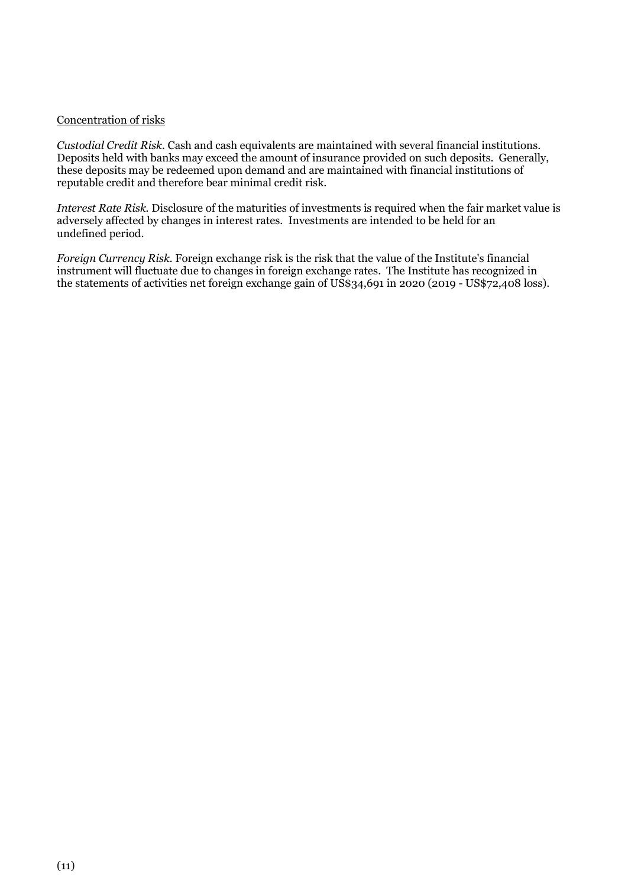<u>Concentration of risks</u>

*Custodial Credit Risk*. Cash and cash equivalents are maintained with several financial institutions. Deposits held with banks may exceed the amount of insurance provided on such deposits. Generally, these deposits may be redeemed upon demand and are maintained with financial institutions of reputable credit and therefore bear minimal credit risk.

*Interest Rate Risk*. Disclosure of the maturities of investments is required when the fair market value is adversely affected by changes in interest rates. Investments are intended to be held for an undefined period.

*Foreign Currency Risk*. Foreign exchange risk is the risk that the value of the Institute's financial instrument will fluctuate due to changes in foreign exchange rates. The Institute has recognized in the statements of activities net foreign exchange gain of US$34,691 in 2020 (2019 - US$72,408 loss).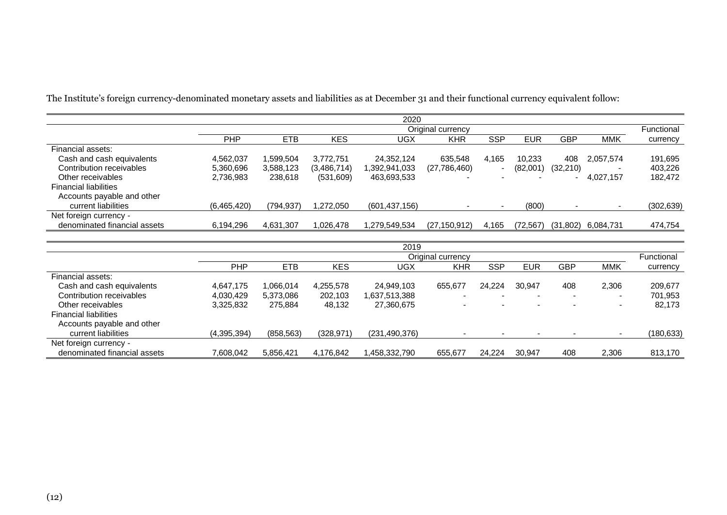The Institute's foreign currency-denominated monetary assets and liabilities as at December 31 and their functional currency equivalent follow:

| | 2020 | | | | | | | | | |
|---|---|---|---|---|---|---|---|---|---|---|
| | Original currency | | | | | | | | | Functional |
| | PHP | ETB | KES | UGX | KHR | SSP | EUR | GBP | MMK | currency |
| Financial assets: | | | | | | | | | | |
| Cash and cash equivalents | 4,562,037 | 1,599,504 | 3,772,751 | 24,352,124 | 635,548 | 4,165 | 10,233 | 408 | 2,057,574 | 191,695 |
| Contribution receivables | 5,360,696 | 3,588,123 | (3,486,714) | 1,392,941,033 | (27,786,460) | - | (82,001) | (32,210) | - | 403,226 |
| Other receivables | 2,736,983 | 238,618 | (531,609) | 463,693,533 | - | - | - | - | 4,027,157 | 182,472 |
| Financial liabilities | | | | | | | | | | |
| Accounts payable and other current liabilities | (6,465,420) | (794,937) | 1,272,050 | (601,437,156) | - | - | (800) | - | - | (302,639) |
| Net foreign currency - denominated financial assets | 6,194,296 | 4,631,307 | 1,026,478 | 1,279,549,534 | (27,150,912) | 4,165 | (72,567) | (31,802) | 6,084,731 | 474,754 |

| | 2019 | | | | | | | | | |
|---|---|---|---|---|---|---|---|---|---|---|
| | Original currency | | | | | | | | | Functional |
| | PHP | ETB | KES | UGX | KHR | SSP | EUR | GBP | MMK | currency |
| Financial assets: | | | | | | | | | | |
| Cash and cash equivalents | 4,647,175 | 1,066,014 | 4,255,578 | 24,949,103 | 655,677 | 24,224 | 30,947 | 408 | 2,306 | 209,677 |
| Contribution receivables | 4,030,429 | 5,373,086 | 202,103 | 1,637,513,388 | - | - | - | - | - | 701,953 |
| Other receivables | 3,325,832 | 275,884 | 48,132 | 27,360,675 | - | - | - | - | - | 82,173 |
| Financial liabilities | | | | | | | | | | |
| Accounts payable and other current liabilities | (4,395,394) | (858,563) | (328,971) | (231,490,376) | - | - | - | - | - | (180,633) |
| Net foreign currency - denominated financial assets | 7,608,042 | 5,856,421 | 4,176,842 | 1,458,332,790 | 655,677 | 24,224 | 30,947 | 408 | 2,306 | 813,170 |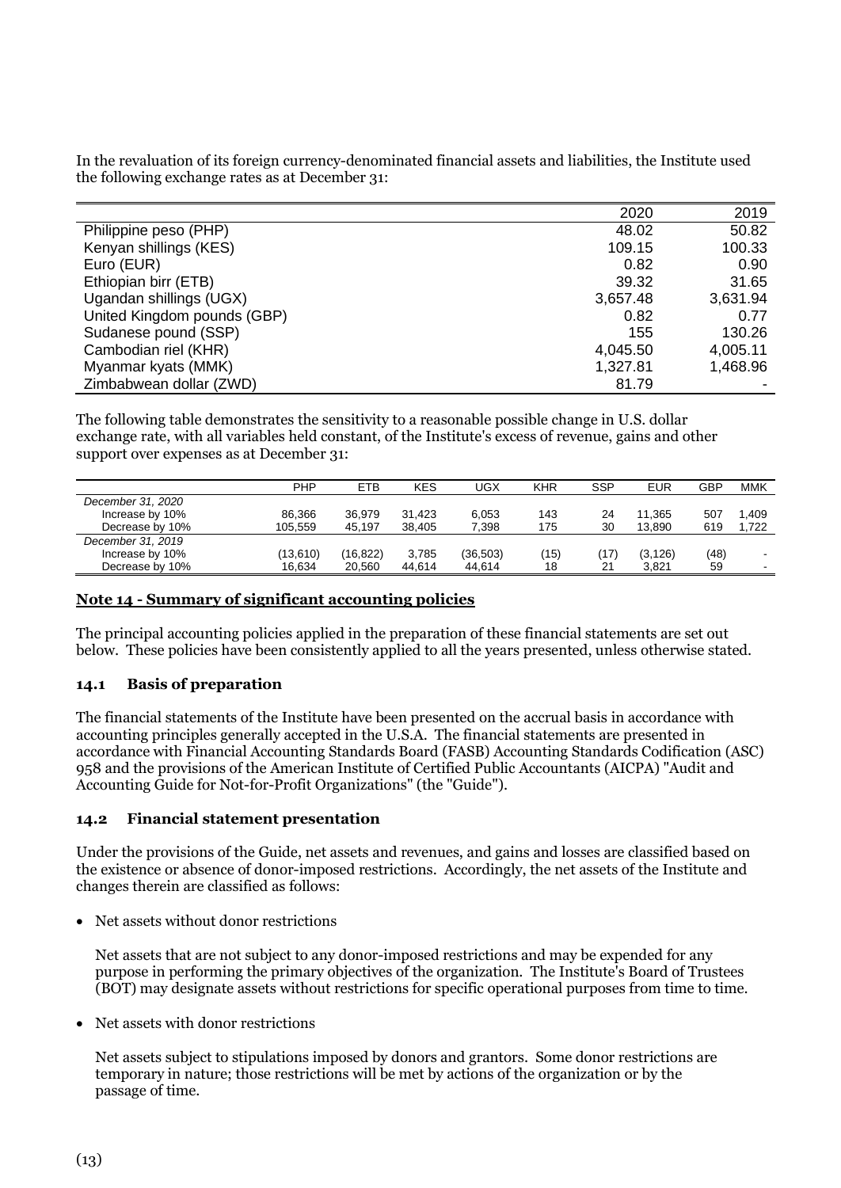In the revaluation of its foreign currency-denominated financial assets and liabilities, the Institute used the following exchange rates as at December 31:

| | 2020 | 2019 |
|---|---|---|
| Philippine peso (PHP) | 48.02 | 50.82 |
| Kenyan shillings (KES) | 109.15 | 100.33 |
| Euro (EUR) | 0.82 | 0.90 |
| Ethiopian birr (ETB) | 39.32 | 31.65 |
| Ugandan shillings (UGX) | 3,657.48 | 3,631.94 |
| United Kingdom pounds (GBP) | 0.82 | 0.77 |
| Sudanese pound (SSP) | 155 | 130.26 |
| Cambodian riel (KHR) | 4,045.50 | 4,005.11 |
| Myanmar kyats (MMK) | 1,327.81 | 1,468.96 |
| Zimbabwean dollar (ZWD) | 81.79 | - |

The following table demonstrates the sensitivity to a reasonable possible change in U.S. dollar exchange rate, with all variables held constant, of the Institute's excess of revenue, gains and other support over expenses as at December 31:

| | PHP | ETB | KES | UGX | KHR | SSP | EUR | GBP | MMK |
|---|---|---|---|---|---|---|---|---|---|
| *December 31, 2020* | | | | | | | | | |
| Increase by 10% | 86,366 | 36,979 | 31,423 | 6,053 | 143 | 24 | 11,365 | 507 | 1,409 |
| Decrease by 10% | 105,559 | 45,197 | 38,405 | 7,398 | 175 | 30 | 13,890 | 619 | 1,722 |
| *December 31, 2019* | | | | | | | | | |
| Increase by 10% | (13,610) | (16,822) | 3,785 | (36,503) | (15) | (17) | (3,126) | (48) | - |
| Decrease by 10% | 16,634 | 20,560 | 44,614 | 44,614 | 18 | 21 | 3,821 | 59 | - |

## Note 14 - Summary of significant accounting policies

The principal accounting policies applied in the preparation of these financial statements are set out below. These policies have been consistently applied to all the years presented, unless otherwise stated.

### 14.1 Basis of preparation

The financial statements of the Institute have been presented on the accrual basis in accordance with accounting principles generally accepted in the U.S.A. The financial statements are presented in accordance with Financial Accounting Standards Board (FASB) Accounting Standards Codification (ASC) 958 and the provisions of the American Institute of Certified Public Accountants (AICPA) "Audit and Accounting Guide for Not-for-Profit Organizations" (the "Guide").

### 14.2 Financial statement presentation

Under the provisions of the Guide, net assets and revenues, and gains and losses are classified based on the existence or absence of donor-imposed restrictions. Accordingly, the net assets of the Institute and changes therein are classified as follows:

- Net assets without donor restrictions

  Net assets that are not subject to any donor-imposed restrictions and may be expended for any purpose in performing the primary objectives of the organization. The Institute's Board of Trustees (BOT) may designate assets without restrictions for specific operational purposes from time to time.

- Net assets with donor restrictions

  Net assets subject to stipulations imposed by donors and grantors. Some donor restrictions are temporary in nature; those restrictions will be met by actions of the organization or by the passage of time.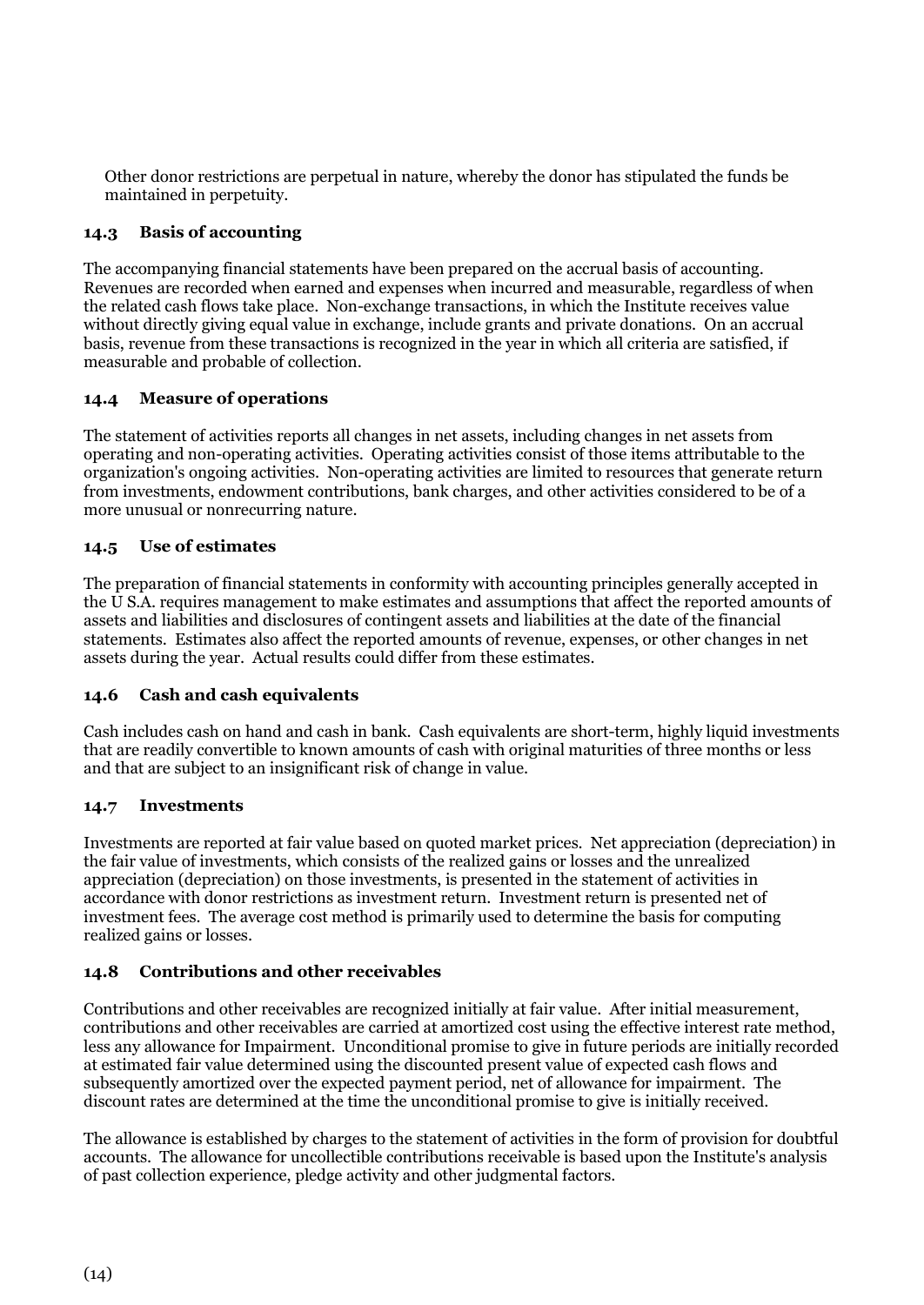Other donor restrictions are perpetual in nature, whereby the donor has stipulated the funds be maintained in perpetuity.

### 14.3 Basis of accounting

The accompanying financial statements have been prepared on the accrual basis of accounting. Revenues are recorded when earned and expenses when incurred and measurable, regardless of when the related cash flows take place. Non-exchange transactions, in which the Institute receives value without directly giving equal value in exchange, include grants and private donations. On an accrual basis, revenue from these transactions is recognized in the year in which all criteria are satisfied, if measurable and probable of collection.

### 14.4 Measure of operations

The statement of activities reports all changes in net assets, including changes in net assets from operating and non-operating activities. Operating activities consist of those items attributable to the organization's ongoing activities. Non-operating activities are limited to resources that generate return from investments, endowment contributions, bank charges, and other activities considered to be of a more unusual or nonrecurring nature.

### 14.5 Use of estimates

The preparation of financial statements in conformity with accounting principles generally accepted in the U S.A. requires management to make estimates and assumptions that affect the reported amounts of assets and liabilities and disclosures of contingent assets and liabilities at the date of the financial statements. Estimates also affect the reported amounts of revenue, expenses, or other changes in net assets during the year. Actual results could differ from these estimates.

### 14.6 Cash and cash equivalents

Cash includes cash on hand and cash in bank. Cash equivalents are short-term, highly liquid investments that are readily convertible to known amounts of cash with original maturities of three months or less and that are subject to an insignificant risk of change in value.

### 14.7 Investments

Investments are reported at fair value based on quoted market prices. Net appreciation (depreciation) in the fair value of investments, which consists of the realized gains or losses and the unrealized appreciation (depreciation) on those investments, is presented in the statement of activities in accordance with donor restrictions as investment return. Investment return is presented net of investment fees. The average cost method is primarily used to determine the basis for computing realized gains or losses.

### 14.8 Contributions and other receivables

Contributions and other receivables are recognized initially at fair value. After initial measurement, contributions and other receivables are carried at amortized cost using the effective interest rate method, less any allowance for Impairment. Unconditional promise to give in future periods are initially recorded at estimated fair value determined using the discounted present value of expected cash flows and subsequently amortized over the expected payment period, net of allowance for impairment. The discount rates are determined at the time the unconditional promise to give is initially received.

The allowance is established by charges to the statement of activities in the form of provision for doubtful accounts. The allowance for uncollectible contributions receivable is based upon the Institute's analysis of past collection experience, pledge activity and other judgmental factors.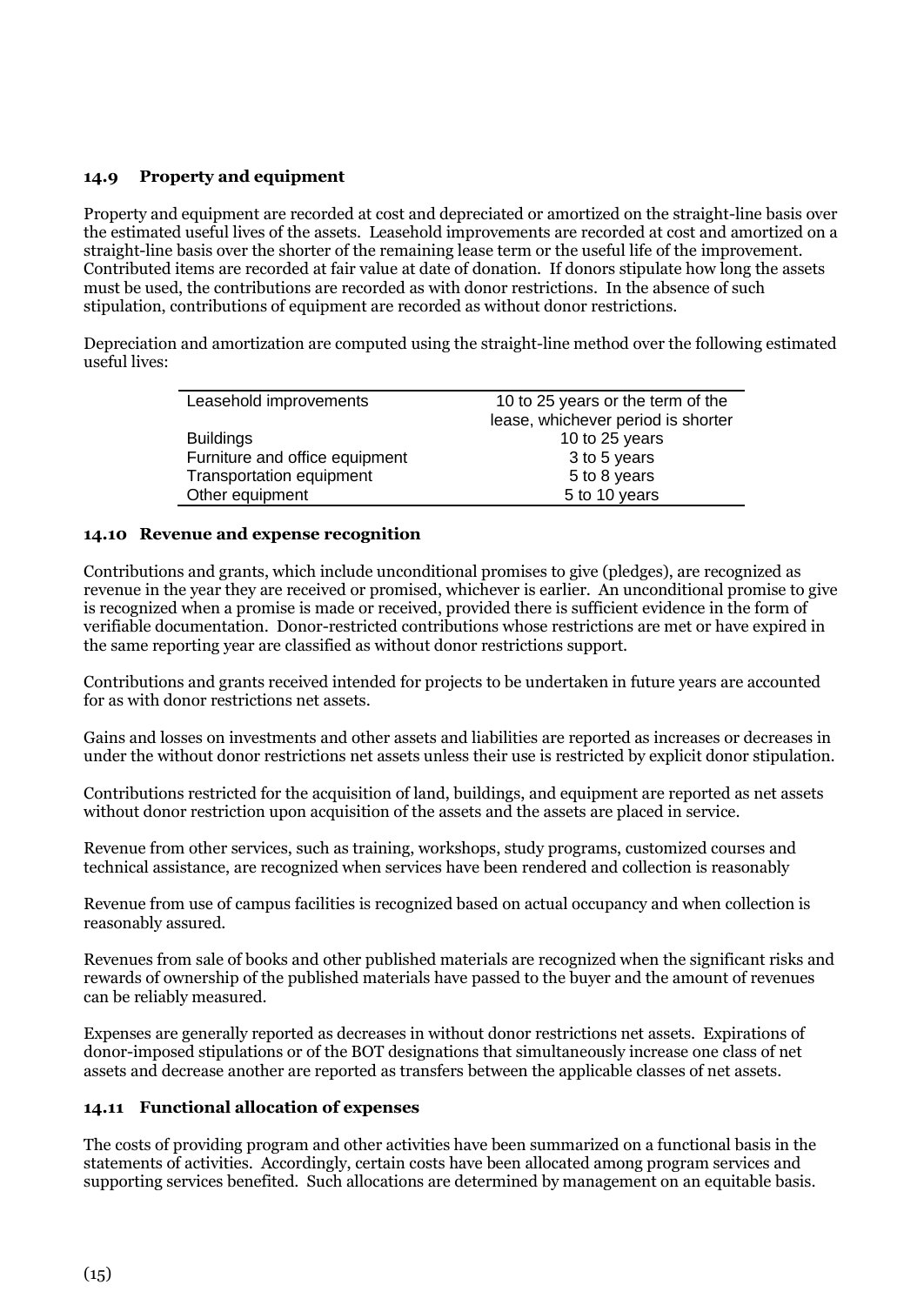### 14.9 Property and equipment

Property and equipment are recorded at cost and depreciated or amortized on the straight-line basis over the estimated useful lives of the assets. Leasehold improvements are recorded at cost and amortized on a straight-line basis over the shorter of the remaining lease term or the useful life of the improvement. Contributed items are recorded at fair value at date of donation. If donors stipulate how long the assets must be used, the contributions are recorded as with donor restrictions. In the absence of such stipulation, contributions of equipment are recorded as without donor restrictions.

Depreciation and amortization are computed using the straight-line method over the following estimated useful lives:

| | |
|---|---|
| Leasehold improvements | 10 to 25 years or the term of the lease, whichever period is shorter |
| Buildings | 10 to 25 years |
| Furniture and office equipment | 3 to 5 years |
| Transportation equipment | 5 to 8 years |
| Other equipment | 5 to 10 years |

### 14.10 Revenue and expense recognition

Contributions and grants, which include unconditional promises to give (pledges), are recognized as revenue in the year they are received or promised, whichever is earlier. An unconditional promise to give is recognized when a promise is made or received, provided there is sufficient evidence in the form of verifiable documentation. Donor-restricted contributions whose restrictions are met or have expired in the same reporting year are classified as without donor restrictions support.

Contributions and grants received intended for projects to be undertaken in future years are accounted for as with donor restrictions net assets.

Gains and losses on investments and other assets and liabilities are reported as increases or decreases in under the without donor restrictions net assets unless their use is restricted by explicit donor stipulation.

Contributions restricted for the acquisition of land, buildings, and equipment are reported as net assets without donor restriction upon acquisition of the assets and the assets are placed in service.

Revenue from other services, such as training, workshops, study programs, customized courses and technical assistance, are recognized when services have been rendered and collection is reasonably

Revenue from use of campus facilities is recognized based on actual occupancy and when collection is reasonably assured.

Revenues from sale of books and other published materials are recognized when the significant risks and rewards of ownership of the published materials have passed to the buyer and the amount of revenues can be reliably measured.

Expenses are generally reported as decreases in without donor restrictions net assets. Expirations of donor-imposed stipulations or of the BOT designations that simultaneously increase one class of net assets and decrease another are reported as transfers between the applicable classes of net assets.

### 14.11 Functional allocation of expenses

The costs of providing program and other activities have been summarized on a functional basis in the statements of activities. Accordingly, certain costs have been allocated among program services and supporting services benefited. Such allocations are determined by management on an equitable basis.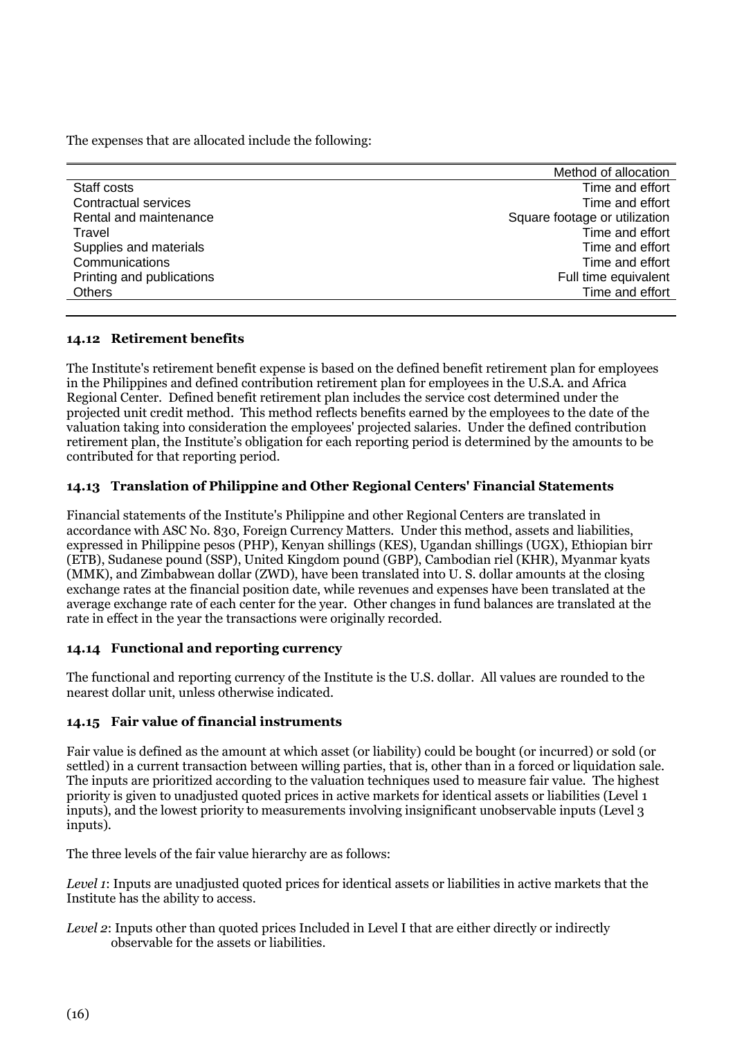The expenses that are allocated include the following:

| | Method of allocation |
|---|---|
| Staff costs | Time and effort |
| Contractual services | Time and effort |
| Rental and maintenance | Square footage or utilization |
| Travel | Time and effort |
| Supplies and materials | Time and effort |
| Communications | Time and effort |
| Printing and publications | Full time equivalent |
| Others | Time and effort |

### 14.12 Retirement benefits

The Institute's retirement benefit expense is based on the defined benefit retirement plan for employees in the Philippines and defined contribution retirement plan for employees in the U.S.A. and Africa Regional Center. Defined benefit retirement plan includes the service cost determined under the projected unit credit method. This method reflects benefits earned by the employees to the date of the valuation taking into consideration the employees' projected salaries. Under the defined contribution retirement plan, the Institute's obligation for each reporting period is determined by the amounts to be contributed for that reporting period.

### 14.13 Translation of Philippine and Other Regional Centers' Financial Statements

Financial statements of the Institute's Philippine and other Regional Centers are translated in accordance with ASC No. 830, Foreign Currency Matters. Under this method, assets and liabilities, expressed in Philippine pesos (PHP), Kenyan shillings (KES), Ugandan shillings (UGX), Ethiopian birr (ETB), Sudanese pound (SSP), United Kingdom pound (GBP), Cambodian riel (KHR), Myanmar kyats (MMK), and Zimbabwean dollar (ZWD), have been translated into U. S. dollar amounts at the closing exchange rates at the financial position date, while revenues and expenses have been translated at the average exchange rate of each center for the year. Other changes in fund balances are translated at the rate in effect in the year the transactions were originally recorded.

### 14.14 Functional and reporting currency

The functional and reporting currency of the Institute is the U.S. dollar. All values are rounded to the nearest dollar unit, unless otherwise indicated.

### 14.15 Fair value of financial instruments

Fair value is defined as the amount at which asset (or liability) could be bought (or incurred) or sold (or settled) in a current transaction between willing parties, that is, other than in a forced or liquidation sale. The inputs are prioritized according to the valuation techniques used to measure fair value. The highest priority is given to unadjusted quoted prices in active markets for identical assets or liabilities (Level 1 inputs), and the lowest priority to measurements involving insignificant unobservable inputs (Level 3 inputs).

The three levels of the fair value hierarchy are as follows:

*Level 1*: Inputs are unadjusted quoted prices for identical assets or liabilities in active markets that the Institute has the ability to access.

*Level 2*: Inputs other than quoted prices Included in Level I that are either directly or indirectly observable for the assets or liabilities.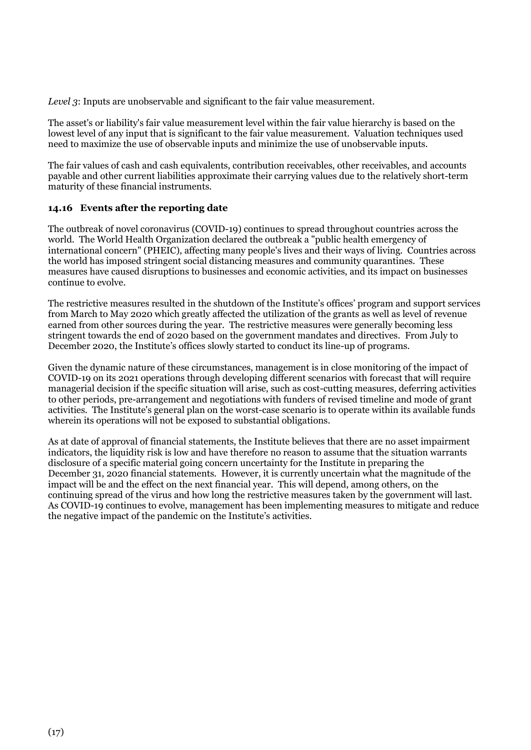*Level 3*: Inputs are unobservable and significant to the fair value measurement.

The asset's or liability's fair value measurement level within the fair value hierarchy is based on the lowest level of any input that is significant to the fair value measurement. Valuation techniques used need to maximize the use of observable inputs and minimize the use of unobservable inputs.

The fair values of cash and cash equivalents, contribution receivables, other receivables, and accounts payable and other current liabilities approximate their carrying values due to the relatively short-term maturity of these financial instruments.

### 14.16 Events after the reporting date

The outbreak of novel coronavirus (COVID-19) continues to spread throughout countries across the world. The World Health Organization declared the outbreak a "public health emergency of international concern" (PHEIC), affecting many people's lives and their ways of living. Countries across the world has imposed stringent social distancing measures and community quarantines. These measures have caused disruptions to businesses and economic activities, and its impact on businesses continue to evolve.

The restrictive measures resulted in the shutdown of the Institute's offices' program and support services from March to May 2020 which greatly affected the utilization of the grants as well as level of revenue earned from other sources during the year. The restrictive measures were generally becoming less stringent towards the end of 2020 based on the government mandates and directives. From July to December 2020, the Institute's offices slowly started to conduct its line-up of programs.

Given the dynamic nature of these circumstances, management is in close monitoring of the impact of COVID-19 on its 2021 operations through developing different scenarios with forecast that will require managerial decision if the specific situation will arise, such as cost-cutting measures, deferring activities to other periods, pre-arrangement and negotiations with funders of revised timeline and mode of grant activities. The Institute's general plan on the worst-case scenario is to operate within its available funds wherein its operations will not be exposed to substantial obligations.

As at date of approval of financial statements, the Institute believes that there are no asset impairment indicators, the liquidity risk is low and have therefore no reason to assume that the situation warrants disclosure of a specific material going concern uncertainty for the Institute in preparing the December 31, 2020 financial statements. However, it is currently uncertain what the magnitude of the impact will be and the effect on the next financial year. This will depend, among others, on the continuing spread of the virus and how long the restrictive measures taken by the government will last. As COVID-19 continues to evolve, management has been implementing measures to mitigate and reduce the negative impact of the pandemic on the Institute's activities.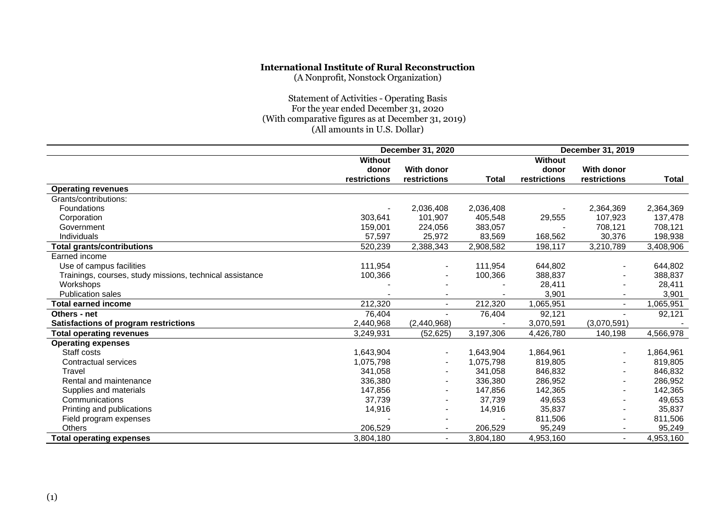**International Institute of Rural Reconstruction**
(A Nonprofit, Nonstock Organization)

Statement of Activities - Operating Basis
For the year ended December 31, 2020
(With comparative figures as at December 31, 2019)
(All amounts in U.S. Dollar)

| | December 31, 2020 | | | December 31, 2019 | | |
|---|---|---|---|---|---|---|
| | Without donor restrictions | With donor restrictions | Total | Without donor restrictions | With donor restrictions | Total |
| **Operating revenues** | | | | | | |
| Grants/contributions: | | | | | | |
| Foundations | - | 2,036,408 | 2,036,408 | - | 2,364,369 | 2,364,369 |
| Corporation | 303,641 | 101,907 | 405,548 | 29,555 | 107,923 | 137,478 |
| Government | 159,001 | 224,056 | 383,057 | - | 708,121 | 708,121 |
| Individuals | 57,597 | 25,972 | 83,569 | 168,562 | 30,376 | 198,938 |
| **Total grants/contributions** | 520,239 | 2,388,343 | 2,908,582 | 198,117 | 3,210,789 | 3,408,906 |
| Earned income | | | | | | |
| Use of campus facilities | 111,954 | - | 111,954 | 644,802 | - | 644,802 |
| Trainings, courses, study missions, technical assistance | 100,366 | - | 100,366 | 388,837 | - | 388,837 |
| Workshops | - | - | - | 28,411 | - | 28,411 |
| Publication sales | - | - | - | 3,901 | - | 3,901 |
| **Total earned income** | 212,320 | - | 212,320 | 1,065,951 | - | 1,065,951 |
| **Others - net** | 76,404 | - | 76,404 | 92,121 | - | 92,121 |
| **Satisfactions of program restrictions** | 2,440,968 | (2,440,968) | - | 3,070,591 | (3,070,591) | - |
| **Total operating revenues** | 3,249,931 | (52,625) | 3,197,306 | 4,426,780 | 140,198 | 4,566,978 |
| **Operating expenses** | | | | | | |
| Staff costs | 1,643,904 | - | 1,643,904 | 1,864,961 | - | 1,864,961 |
| Contractual services | 1,075,798 | - | 1,075,798 | 819,805 | - | 819,805 |
| Travel | 341,058 | - | 341,058 | 846,832 | - | 846,832 |
| Rental and maintenance | 336,380 | - | 336,380 | 286,952 | - | 286,952 |
| Supplies and materials | 147,856 | - | 147,856 | 142,365 | - | 142,365 |
| Communications | 37,739 | - | 37,739 | 49,653 | - | 49,653 |
| Printing and publications | 14,916 | - | 14,916 | 35,837 | - | 35,837 |
| Field program expenses | - | - | - | 811,506 | - | 811,506 |
| Others | 206,529 | - | 206,529 | 95,249 | - | 95,249 |
| **Total operating expenses** | 3,804,180 | - | 3,804,180 | 4,953,160 | - | 4,953,160 |

(1)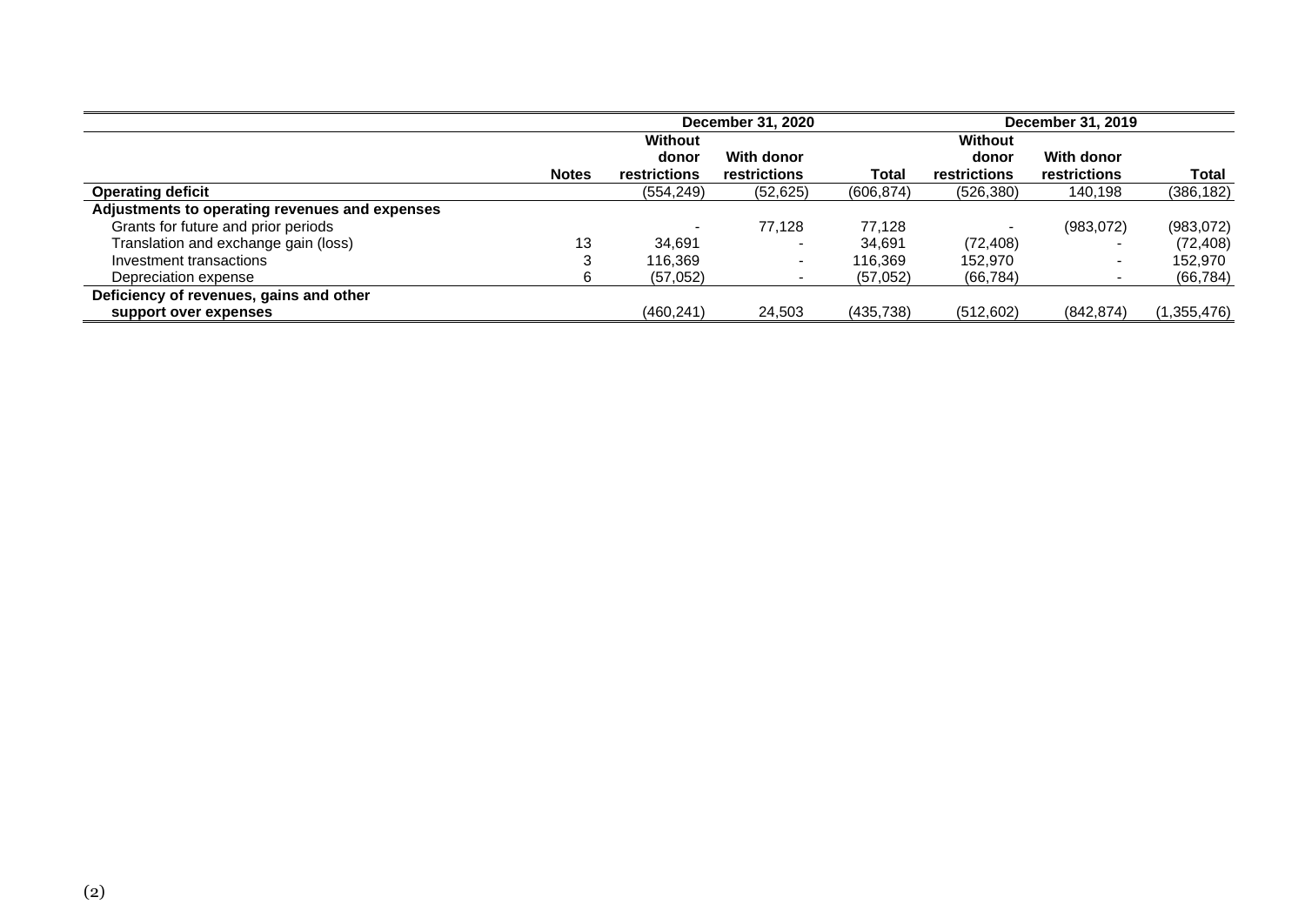| | | December 31, 2020 | | | December 31, 2019 | | |
|---|---|---|---|---|---|---|---|
| | Notes | Without donor restrictions | With donor restrictions | Total | Without donor restrictions | With donor restrictions | Total |
| **Operating deficit** | | (554,249) | (52,625) | (606,874) | (526,380) | 140,198 | (386,182) |
| **Adjustments to operating revenues and expenses** | | | | | | | |
| Grants for future and prior periods | | - | 77,128 | 77,128 | - | (983,072) | (983,072) |
| Translation and exchange gain (loss) | 13 | 34,691 | - | 34,691 | (72,408) | - | (72,408) |
| Investment transactions | 3 | 116,369 | - | 116,369 | 152,970 | - | 152,970 |
| Depreciation expense | 6 | (57,052) | - | (57,052) | (66,784) | - | (66,784) |
| **Deficiency of revenues, gains and other support over expenses** | | (460,241) | 24,503 | (435,738) | (512,602) | (842,874) | (1,355,476) |

(2)